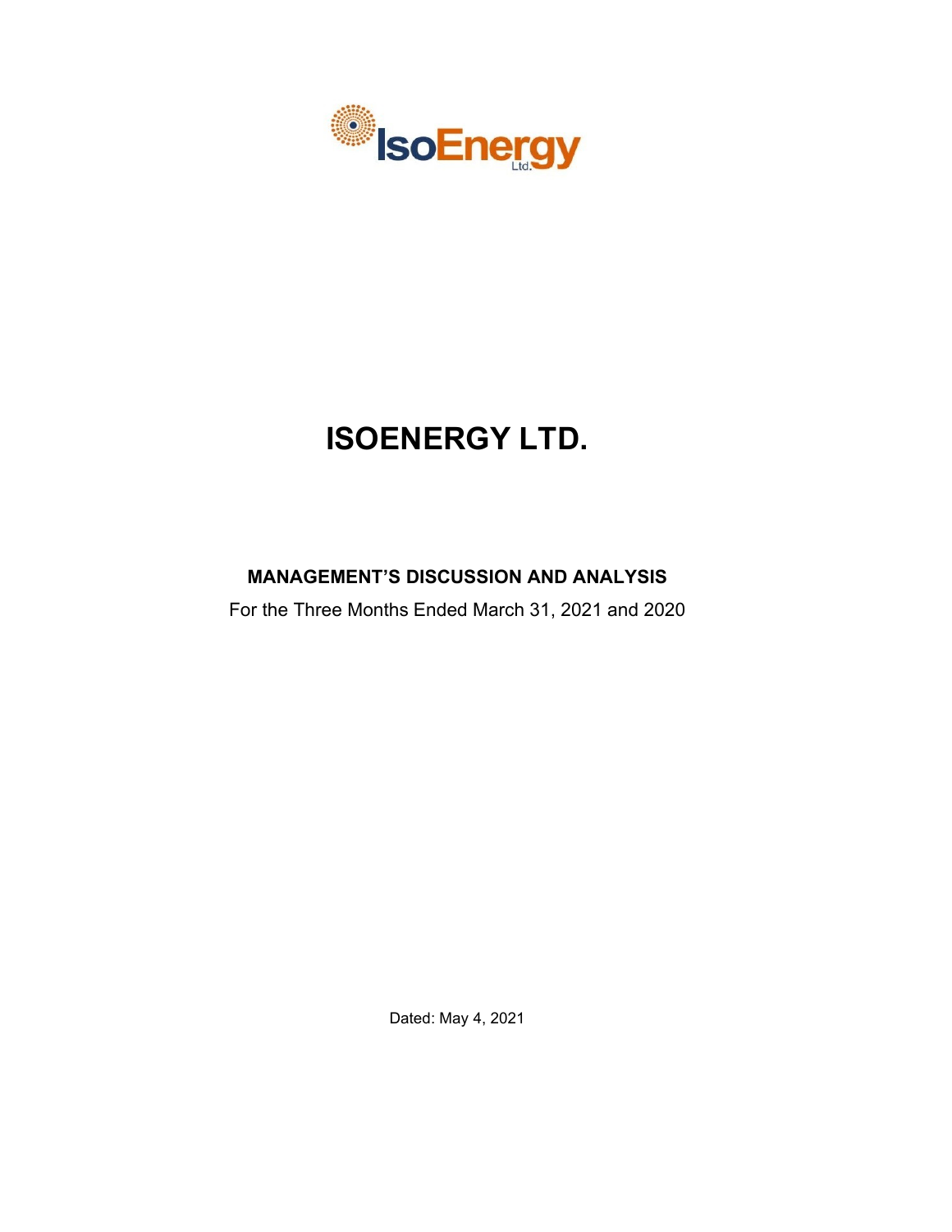# ISOENERGY LTD.

## MANAGEMENT'S DISCUSSION AND ANALYSIS

For the Three Months Ended March 31, 2021 and 2020

Dated: May 4, 2021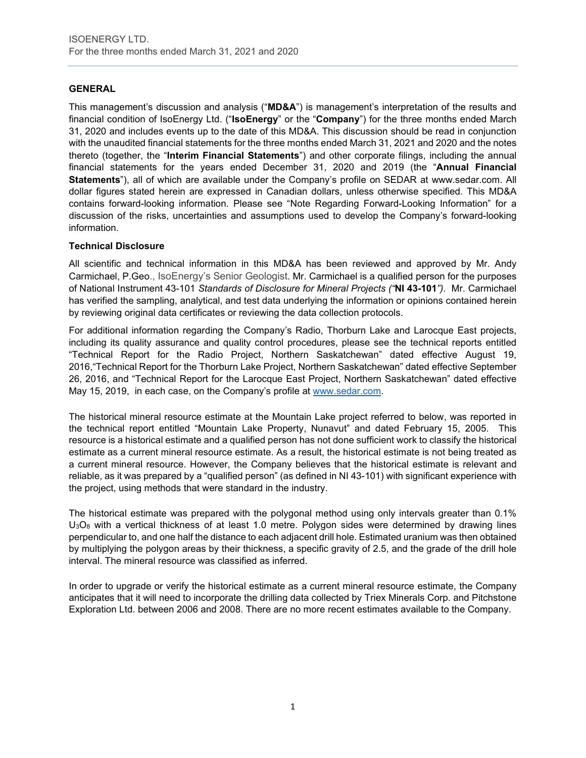## GENERAL

This management's discussion and analysis ("**MD&A**") is management's interpretation of the results and financial condition of IsoEnergy Ltd. ("**IsoEnergy**" or the "**Company**") for the three months ended March 31, 2020 and includes events up to the date of this MD&A. This discussion should be read in conjunction with the unaudited financial statements for the three months ended March 31, 2021 and 2020 and the notes thereto (together, the "**Interim Financial Statements**") and other corporate filings, including the annual financial statements for the years ended December 31, 2020 and 2019 (the "**Annual Financial Statements**"), all of which are available under the Company's profile on SEDAR at www.sedar.com. All dollar figures stated herein are expressed in Canadian dollars, unless otherwise specified. This MD&A contains forward-looking information. Please see "Note Regarding Forward-Looking Information" for a discussion of the risks, uncertainties and assumptions used to develop the Company's forward-looking information.

### Technical Disclosure

All scientific and technical information in this MD&A has been reviewed and approved by Mr. Andy Carmichael, P.Geo., IsoEnergy's Senior Geologist. Mr. Carmichael is a qualified person for the purposes of National Instrument 43-101 *Standards of Disclosure for Mineral Projects ("***NI 43-101***")*. Mr. Carmichael has verified the sampling, analytical, and test data underlying the information or opinions contained herein by reviewing original data certificates or reviewing the data collection protocols.

For additional information regarding the Company's Radio, Thorburn Lake and Larocque East projects, including its quality assurance and quality control procedures, please see the technical reports entitled "Technical Report for the Radio Project, Northern Saskatchewan" dated effective August 19, 2016,"Technical Report for the Thorburn Lake Project, Northern Saskatchewan" dated effective September 26, 2016, and "Technical Report for the Larocque East Project, Northern Saskatchewan" dated effective May 15, 2019, in each case, on the Company's profile at www.sedar.com.

The historical mineral resource estimate at the Mountain Lake project referred to below, was reported in the technical report entitled "Mountain Lake Property, Nunavut" and dated February 15, 2005. This resource is a historical estimate and a qualified person has not done sufficient work to classify the historical estimate as a current mineral resource estimate. As a result, the historical estimate is not being treated as a current mineral resource. However, the Company believes that the historical estimate is relevant and reliable, as it was prepared by a "qualified person" (as defined in NI 43-101) with significant experience with the project, using methods that were standard in the industry.

The historical estimate was prepared with the polygonal method using only intervals greater than 0.1% $U_3O_8$ with a vertical thickness of at least 1.0 metre. Polygon sides were determined by drawing lines perpendicular to, and one half the distance to each adjacent drill hole. Estimated uranium was then obtained by multiplying the polygon areas by their thickness, a specific gravity of 2.5, and the grade of the drill hole interval. The mineral resource was classified as inferred.

In order to upgrade or verify the historical estimate as a current mineral resource estimate, the Company anticipates that it will need to incorporate the drilling data collected by Triex Minerals Corp. and Pitchstone Exploration Ltd. between 2006 and 2008. There are no more recent estimates available to the Company.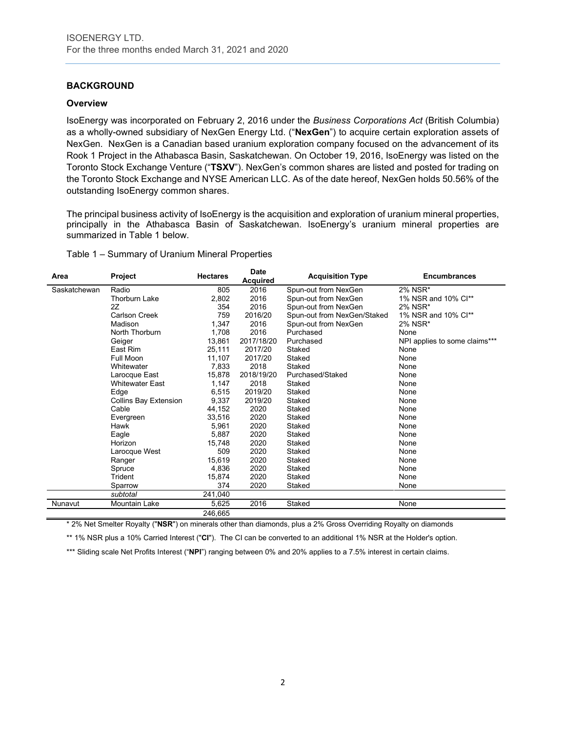## BACKGROUND

### Overview

IsoEnergy was incorporated on February 2, 2016 under the *Business Corporations Act* (British Columbia) as a wholly-owned subsidiary of NexGen Energy Ltd. ("**NexGen**") to acquire certain exploration assets of NexGen. NexGen is a Canadian based uranium exploration company focused on the advancement of its Rook 1 Project in the Athabasca Basin, Saskatchewan. On October 19, 2016, IsoEnergy was listed on the Toronto Stock Exchange Venture ("**TSXV**"). NexGen's common shares are listed and posted for trading on the Toronto Stock Exchange and NYSE American LLC. As of the date hereof, NexGen holds 50.56% of the outstanding IsoEnergy common shares.

The principal business activity of IsoEnergy is the acquisition and exploration of uranium mineral properties, principally in the Athabasca Basin of Saskatchewan. IsoEnergy's uranium mineral properties are summarized in Table 1 below.

Table 1 – Summary of Uranium Mineral Properties

| Area | Project | Hectares | Date Acquired | Acquisition Type | Encumbrances |
|---|---|---|---|---|---|
| Saskatchewan | Radio | 805 | 2016 | Spun-out from NexGen | 2% NSR* |
| | Thorburn Lake | 2,802 | 2016 | Spun-out from NexGen | 1% NSR and 10% CI** |
| | 2Z | 354 | 2016 | Spun-out from NexGen | 2% NSR* |
| | Carlson Creek | 759 | 2016/20 | Spun-out from NexGen/Staked | 1% NSR and 10% CI** |
| | Madison | 1,347 | 2016 | Spun-out from NexGen | 2% NSR* |
| | North Thorburn | 1,708 | 2016 | Purchased | None |
| | Geiger | 13,861 | 2017/18/20 | Purchased | NPI applies to some claims*** |
| | East Rim | 25,111 | 2017/20 | Staked | None |
| | Full Moon | 11,107 | 2017/20 | Staked | None |
| | Whitewater | 7,833 | 2018 | Staked | None |
| | Larocque East | 15,878 | 2018/19/20 | Purchased/Staked | None |
| | Whitewater East | 1,147 | 2018 | Staked | None |
| | Edge | 6,515 | 2019/20 | Staked | None |
| | Collins Bay Extension | 9,337 | 2019/20 | Staked | None |
| | Cable | 44,152 | 2020 | Staked | None |
| | Evergreen | 33,516 | 2020 | Staked | None |
| | Hawk | 5,961 | 2020 | Staked | None |
| | Eagle | 5,887 | 2020 | Staked | None |
| | Horizon | 15,748 | 2020 | Staked | None |
| | Larocque West | 509 | 2020 | Staked | None |
| | Ranger | 15,619 | 2020 | Staked | None |
| | Spruce | 4,836 | 2020 | Staked | None |
| | Trident | 15,874 | 2020 | Staked | None |
| | Sparrow | 374 | 2020 | Staked | None |
| | *subtotal* | 241,040 | | | |
| Nunavut | Mountain Lake | 5,625 | 2016 | Staked | None |
| | | 246,665 | | | |

\* 2% Net Smelter Royalty ("**NSR**") on minerals other than diamonds, plus a 2% Gross Overriding Royalty on diamonds

** 1% NSR plus a 10% Carried Interest ("**CI**"). The CI can be converted to an additional 1% NSR at the Holder's option.

*** Sliding scale Net Profits Interest ("**NPI**") ranging between 0% and 20% applies to a 7.5% interest in certain claims.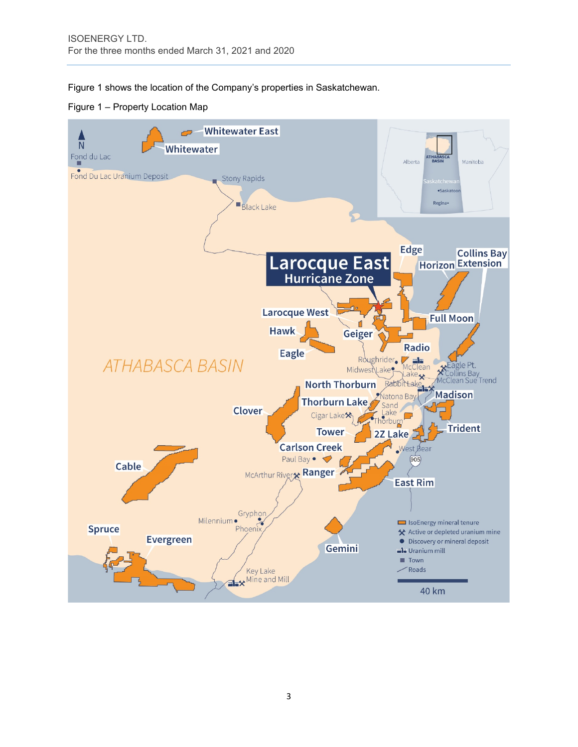Figure 1 shows the location of the Company's properties in Saskatchewan.

Figure 1 – Property Location Map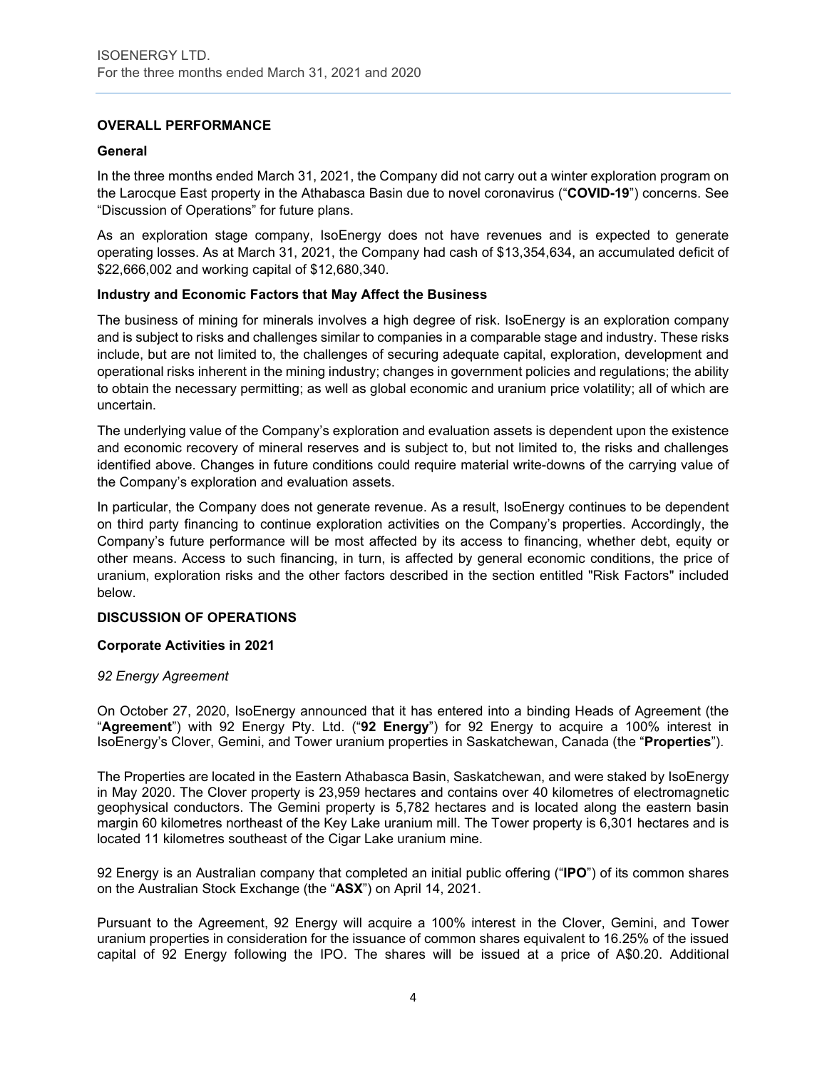## OVERALL PERFORMANCE

### General

In the three months ended March 31, 2021, the Company did not carry out a winter exploration program on the Larocque East property in the Athabasca Basin due to novel coronavirus ("**COVID-19**") concerns. See "Discussion of Operations" for future plans.

As an exploration stage company, IsoEnergy does not have revenues and is expected to generate operating losses. As at March 31, 2021, the Company had cash of $13,354,634, an accumulated deficit of $22,666,002 and working capital of $12,680,340.

### Industry and Economic Factors that May Affect the Business

The business of mining for minerals involves a high degree of risk. IsoEnergy is an exploration company and is subject to risks and challenges similar to companies in a comparable stage and industry. These risks include, but are not limited to, the challenges of securing adequate capital, exploration, development and operational risks inherent in the mining industry; changes in government policies and regulations; the ability to obtain the necessary permitting; as well as global economic and uranium price volatility; all of which are uncertain.

The underlying value of the Company's exploration and evaluation assets is dependent upon the existence and economic recovery of mineral reserves and is subject to, but not limited to, the risks and challenges identified above. Changes in future conditions could require material write-downs of the carrying value of the Company's exploration and evaluation assets.

In particular, the Company does not generate revenue. As a result, IsoEnergy continues to be dependent on third party financing to continue exploration activities on the Company's properties. Accordingly, the Company's future performance will be most affected by its access to financing, whether debt, equity or other means. Access to such financing, in turn, is affected by general economic conditions, the price of uranium, exploration risks and the other factors described in the section entitled "Risk Factors" included below.

## DISCUSSION OF OPERATIONS

### Corporate Activities in 2021

*92 Energy Agreement*

On October 27, 2020, IsoEnergy announced that it has entered into a binding Heads of Agreement (the "**Agreement**") with 92 Energy Pty. Ltd. ("**92 Energy**") for 92 Energy to acquire a 100% interest in IsoEnergy's Clover, Gemini, and Tower uranium properties in Saskatchewan, Canada (the "**Properties**").

The Properties are located in the Eastern Athabasca Basin, Saskatchewan, and were staked by IsoEnergy in May 2020. The Clover property is 23,959 hectares and contains over 40 kilometres of electromagnetic geophysical conductors. The Gemini property is 5,782 hectares and is located along the eastern basin margin 60 kilometres northeast of the Key Lake uranium mill. The Tower property is 6,301 hectares and is located 11 kilometres southeast of the Cigar Lake uranium mine.

92 Energy is an Australian company that completed an initial public offering ("**IPO**") of its common shares on the Australian Stock Exchange (the "**ASX**") on April 14, 2021.

Pursuant to the Agreement, 92 Energy will acquire a 100% interest in the Clover, Gemini, and Tower uranium properties in consideration for the issuance of common shares equivalent to 16.25% of the issued capital of 92 Energy following the IPO. The shares will be issued at a price of A$0.20. Additional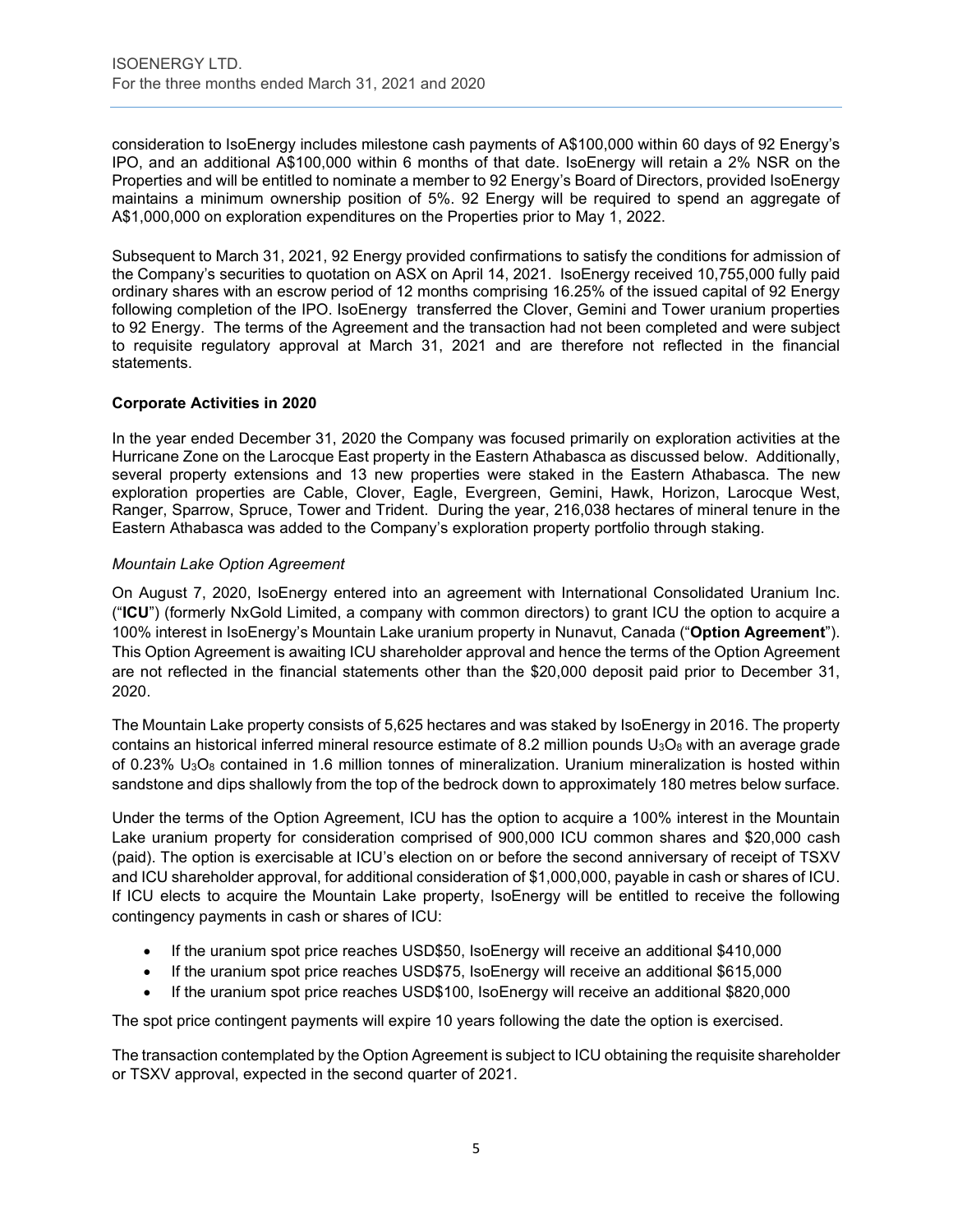consideration to IsoEnergy includes milestone cash payments of A$100,000 within 60 days of 92 Energy's IPO, and an additional A$100,000 within 6 months of that date. IsoEnergy will retain a 2% NSR on the Properties and will be entitled to nominate a member to 92 Energy's Board of Directors, provided IsoEnergy maintains a minimum ownership position of 5%. 92 Energy will be required to spend an aggregate of A$1,000,000 on exploration expenditures on the Properties prior to May 1, 2022.

Subsequent to March 31, 2021, 92 Energy provided confirmations to satisfy the conditions for admission of the Company's securities to quotation on ASX on April 14, 2021. IsoEnergy received 10,755,000 fully paid ordinary shares with an escrow period of 12 months comprising 16.25% of the issued capital of 92 Energy following completion of the IPO. IsoEnergy transferred the Clover, Gemini and Tower uranium properties to 92 Energy. The terms of the Agreement and the transaction had not been completed and were subject to requisite regulatory approval at March 31, 2021 and are therefore not reflected in the financial statements.

**Corporate Activities in 2020**

In the year ended December 31, 2020 the Company was focused primarily on exploration activities at the Hurricane Zone on the Larocque East property in the Eastern Athabasca as discussed below. Additionally, several property extensions and 13 new properties were staked in the Eastern Athabasca. The new exploration properties are Cable, Clover, Eagle, Evergreen, Gemini, Hawk, Horizon, Larocque West, Ranger, Sparrow, Spruce, Tower and Trident. During the year, 216,038 hectares of mineral tenure in the Eastern Athabasca was added to the Company's exploration property portfolio through staking.

*Mountain Lake Option Agreement*

On August 7, 2020, IsoEnergy entered into an agreement with International Consolidated Uranium Inc. ("**ICU**") (formerly NxGold Limited, a company with common directors) to grant ICU the option to acquire a 100% interest in IsoEnergy's Mountain Lake uranium property in Nunavut, Canada ("**Option Agreement**"). This Option Agreement is awaiting ICU shareholder approval and hence the terms of the Option Agreement are not reflected in the financial statements other than the $20,000 deposit paid prior to December 31, 2020.

The Mountain Lake property consists of 5,625 hectares and was staked by IsoEnergy in 2016. The property contains an historical inferred mineral resource estimate of 8.2 million pounds $U_3O_8$ with an average grade of 0.23% $U_3O_8$ contained in 1.6 million tonnes of mineralization. Uranium mineralization is hosted within sandstone and dips shallowly from the top of the bedrock down to approximately 180 metres below surface.

Under the terms of the Option Agreement, ICU has the option to acquire a 100% interest in the Mountain Lake uranium property for consideration comprised of 900,000 ICU common shares and $20,000 cash (paid). The option is exercisable at ICU's election on or before the second anniversary of receipt of TSXV and ICU shareholder approval, for additional consideration of $1,000,000, payable in cash or shares of ICU. If ICU elects to acquire the Mountain Lake property, IsoEnergy will be entitled to receive the following contingency payments in cash or shares of ICU:

- If the uranium spot price reaches USD$50, IsoEnergy will receive an additional $410,000
- If the uranium spot price reaches USD$75, IsoEnergy will receive an additional $615,000
- If the uranium spot price reaches USD$100, IsoEnergy will receive an additional $820,000

The spot price contingent payments will expire 10 years following the date the option is exercised.

The transaction contemplated by the Option Agreement is subject to ICU obtaining the requisite shareholder or TSXV approval, expected in the second quarter of 2021.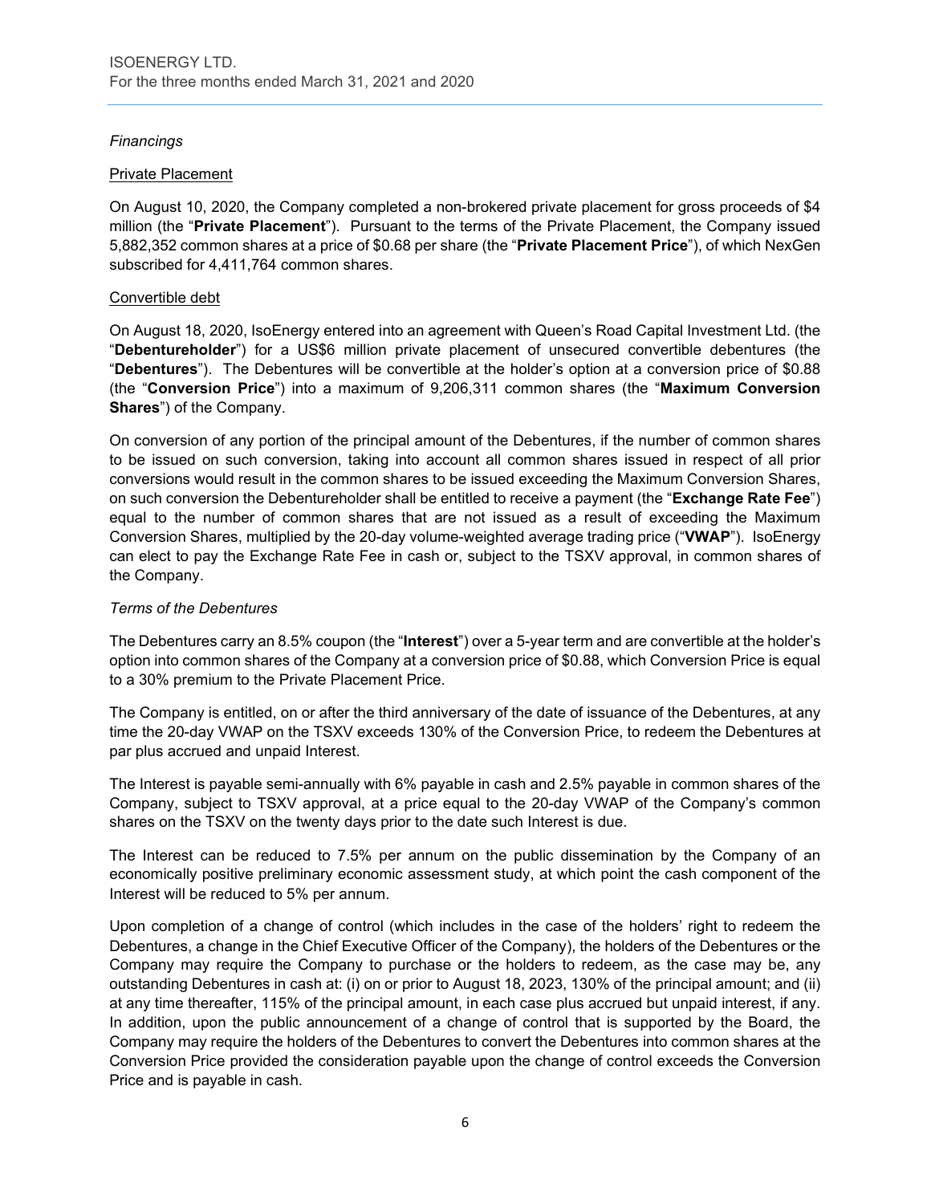*Financings*

Private Placement

On August 10, 2020, the Company completed a non-brokered private placement for gross proceeds of $4 million (the "**Private Placement**"). Pursuant to the terms of the Private Placement, the Company issued 5,882,352 common shares at a price of $0.68 per share (the "**Private Placement Price**"), of which NexGen subscribed for 4,411,764 common shares.

Convertible debt

On August 18, 2020, IsoEnergy entered into an agreement with Queen's Road Capital Investment Ltd. (the "**Debentureholder**") for a US$6 million private placement of unsecured convertible debentures (the "**Debentures**"). The Debentures will be convertible at the holder's option at a conversion price of $0.88 (the "**Conversion Price**") into a maximum of 9,206,311 common shares (the "**Maximum Conversion Shares**") of the Company.

On conversion of any portion of the principal amount of the Debentures, if the number of common shares to be issued on such conversion, taking into account all common shares issued in respect of all prior conversions would result in the common shares to be issued exceeding the Maximum Conversion Shares, on such conversion the Debentureholder shall be entitled to receive a payment (the "**Exchange Rate Fee**") equal to the number of common shares that are not issued as a result of exceeding the Maximum Conversion Shares, multiplied by the 20-day volume-weighted average trading price ("**VWAP**"). IsoEnergy can elect to pay the Exchange Rate Fee in cash or, subject to the TSXV approval, in common shares of the Company.

*Terms of the Debentures*

The Debentures carry an 8.5% coupon (the "**Interest**") over a 5-year term and are convertible at the holder's option into common shares of the Company at a conversion price of $0.88, which Conversion Price is equal to a 30% premium to the Private Placement Price.

The Company is entitled, on or after the third anniversary of the date of issuance of the Debentures, at any time the 20-day VWAP on the TSXV exceeds 130% of the Conversion Price, to redeem the Debentures at par plus accrued and unpaid Interest.

The Interest is payable semi-annually with 6% payable in cash and 2.5% payable in common shares of the Company, subject to TSXV approval, at a price equal to the 20-day VWAP of the Company's common shares on the TSXV on the twenty days prior to the date such Interest is due.

The Interest can be reduced to 7.5% per annum on the public dissemination by the Company of an economically positive preliminary economic assessment study, at which point the cash component of the Interest will be reduced to 5% per annum.

Upon completion of a change of control (which includes in the case of the holders' right to redeem the Debentures, a change in the Chief Executive Officer of the Company), the holders of the Debentures or the Company may require the Company to purchase or the holders to redeem, as the case may be, any outstanding Debentures in cash at: (i) on or prior to August 18, 2023, 130% of the principal amount; and (ii) at any time thereafter, 115% of the principal amount, in each case plus accrued but unpaid interest, if any. In addition, upon the public announcement of a change of control that is supported by the Board, the Company may require the holders of the Debentures to convert the Debentures into common shares at the Conversion Price provided the consideration payable upon the change of control exceeds the Conversion Price and is payable in cash.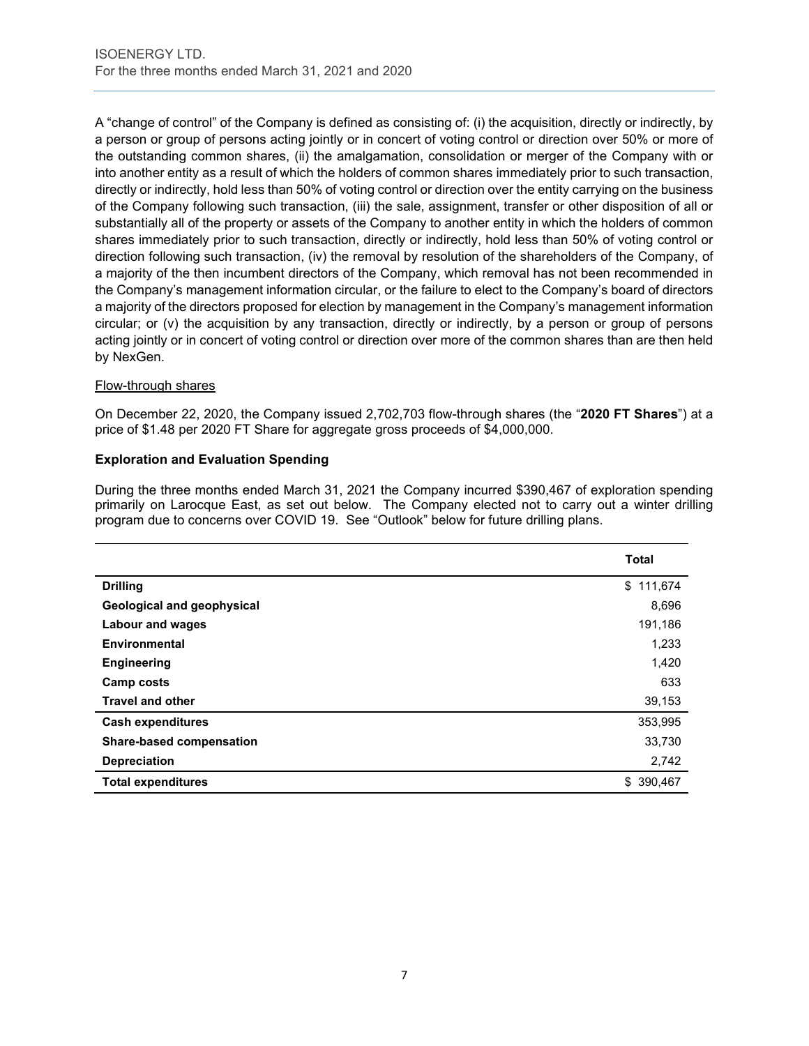A "change of control" of the Company is defined as consisting of: (i) the acquisition, directly or indirectly, by a person or group of persons acting jointly or in concert of voting control or direction over 50% or more of the outstanding common shares, (ii) the amalgamation, consolidation or merger of the Company with or into another entity as a result of which the holders of common shares immediately prior to such transaction, directly or indirectly, hold less than 50% of voting control or direction over the entity carrying on the business of the Company following such transaction, (iii) the sale, assignment, transfer or other disposition of all or substantially all of the property or assets of the Company to another entity in which the holders of common shares immediately prior to such transaction, directly or indirectly, hold less than 50% of voting control or direction following such transaction, (iv) the removal by resolution of the shareholders of the Company, of a majority of the then incumbent directors of the Company, which removal has not been recommended in the Company's management information circular, or the failure to elect to the Company's board of directors a majority of the directors proposed for election by management in the Company's management information circular; or (v) the acquisition by any transaction, directly or indirectly, by a person or group of persons acting jointly or in concert of voting control or direction over more of the common shares than are then held by NexGen.

Flow-through shares

On December 22, 2020, the Company issued 2,702,703 flow-through shares (the "**2020 FT Shares**") at a price of $1.48 per 2020 FT Share for aggregate gross proceeds of $4,000,000.

### Exploration and Evaluation Spending

During the three months ended March 31, 2021 the Company incurred $390,467 of exploration spending primarily on Larocque East, as set out below. The Company elected not to carry out a winter drilling program due to concerns over COVID 19. See "Outlook" below for future drilling plans.

| | Total |
|---|---|
| **Drilling** | $ 111,674 |
| **Geological and geophysical** | 8,696 |
| **Labour and wages** | 191,186 |
| **Environmental** | 1,233 |
| **Engineering** | 1,420 |
| **Camp costs** | 633 |
| **Travel and other** | 39,153 |
| **Cash expenditures** | 353,995 |
| **Share-based compensation** | 33,730 |
| **Depreciation** | 2,742 |
| **Total expenditures** | $ 390,467 |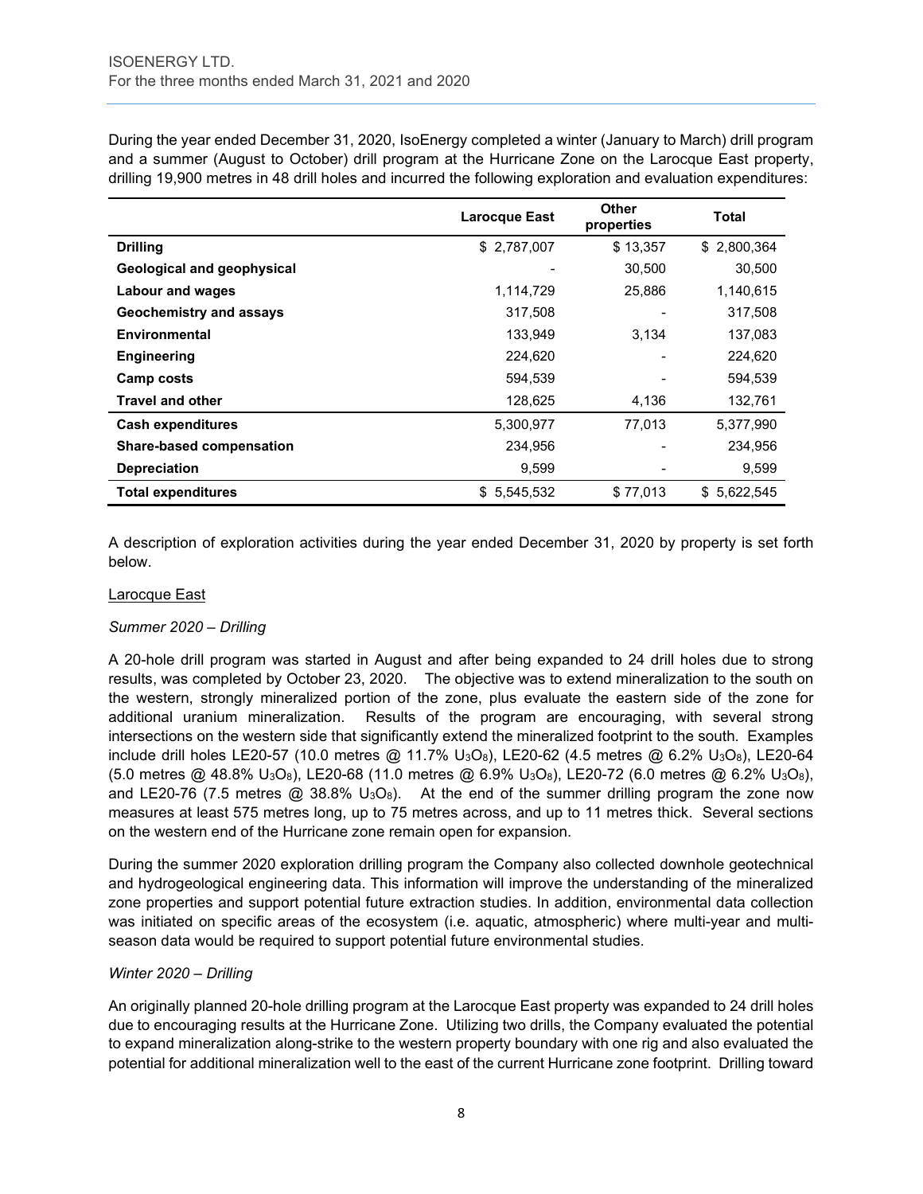During the year ended December 31, 2020, IsoEnergy completed a winter (January to March) drill program and a summer (August to October) drill program at the Hurricane Zone on the Larocque East property, drilling 19,900 metres in 48 drill holes and incurred the following exploration and evaluation expenditures:

| | Larocque East | Other properties | Total |
|---|---|---|---|
| **Drilling** | $ 2,787,007 | $ 13,357 | $ 2,800,364 |
| **Geological and geophysical** | - | 30,500 | 30,500 |
| **Labour and wages** | 1,114,729 | 25,886 | 1,140,615 |
| **Geochemistry and assays** | 317,508 | - | 317,508 |
| **Environmental** | 133,949 | 3,134 | 137,083 |
| **Engineering** | 224,620 | - | 224,620 |
| **Camp costs** | 594,539 | - | 594,539 |
| **Travel and other** | 128,625 | 4,136 | 132,761 |
| **Cash expenditures** | 5,300,977 | 77,013 | 5,377,990 |
| **Share-based compensation** | 234,956 | - | 234,956 |
| **Depreciation** | 9,599 | - | 9,599 |
| **Total expenditures** | $ 5,545,532 | $ 77,013 | $ 5,622,545 |

A description of exploration activities during the year ended December 31, 2020 by property is set forth below.

Larocque East

*Summer 2020 – Drilling*

A 20-hole drill program was started in August and after being expanded to 24 drill holes due to strong results, was completed by October 23, 2020. The objective was to extend mineralization to the south on the western, strongly mineralized portion of the zone, plus evaluate the eastern side of the zone for additional uranium mineralization. Results of the program are encouraging, with several strong intersections on the western side that significantly extend the mineralized footprint to the south. Examples include drill holes LE20-57 (10.0 metres @ 11.7% $U_3O_8$), LE20-62 (4.5 metres @ 6.2% $U_3O_8$), LE20-64 (5.0 metres @ 48.8% $U_3O_8$), LE20-68 (11.0 metres @ 6.9% $U_3O_8$), LE20-72 (6.0 metres @ 6.2% $U_3O_8$), and LE20-76 (7.5 metres @ 38.8% $U_3O_8$). At the end of the summer drilling program the zone now measures at least 575 metres long, up to 75 metres across, and up to 11 metres thick. Several sections on the western end of the Hurricane zone remain open for expansion.

During the summer 2020 exploration drilling program the Company also collected downhole geotechnical and hydrogeological engineering data. This information will improve the understanding of the mineralized zone properties and support potential future extraction studies. In addition, environmental data collection was initiated on specific areas of the ecosystem (i.e. aquatic, atmospheric) where multi-year and multi-season data would be required to support potential future environmental studies.

*Winter 2020 – Drilling*

An originally planned 20-hole drilling program at the Larocque East property was expanded to 24 drill holes due to encouraging results at the Hurricane Zone. Utilizing two drills, the Company evaluated the potential to expand mineralization along-strike to the western property boundary with one rig and also evaluated the potential for additional mineralization well to the east of the current Hurricane zone footprint. Drilling toward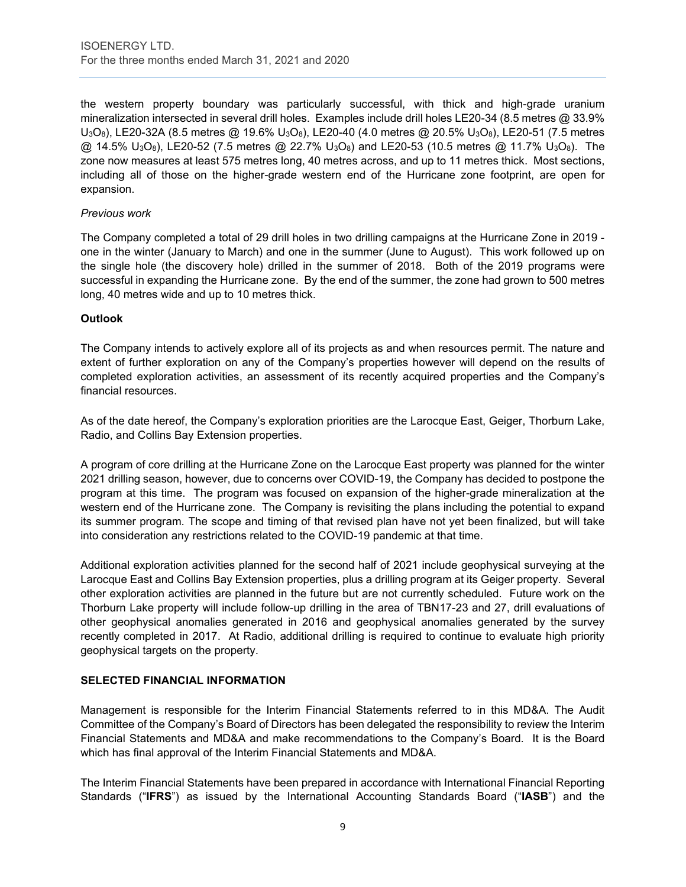the western property boundary was particularly successful, with thick and high-grade uranium mineralization intersected in several drill holes. Examples include drill holes LE20-34 (8.5 metres @ 33.9% $U_3O_8$), LE20-32A (8.5 metres @ 19.6% $U_3O_8$), LE20-40 (4.0 metres @ 20.5% $U_3O_8$), LE20-51 (7.5 metres @ 14.5% $U_3O_8$), LE20-52 (7.5 metres @ 22.7% $U_3O_8$) and LE20-53 (10.5 metres @ 11.7% $U_3O_8$). The zone now measures at least 575 metres long, 40 metres across, and up to 11 metres thick. Most sections, including all of those on the higher-grade western end of the Hurricane zone footprint, are open for expansion.

*Previous work*

The Company completed a total of 29 drill holes in two drilling campaigns at the Hurricane Zone in 2019 - one in the winter (January to March) and one in the summer (June to August). This work followed up on the single hole (the discovery hole) drilled in the summer of 2018. Both of the 2019 programs were successful in expanding the Hurricane zone. By the end of the summer, the zone had grown to 500 metres long, 40 metres wide and up to 10 metres thick.

**Outlook**

The Company intends to actively explore all of its projects as and when resources permit. The nature and extent of further exploration on any of the Company's properties however will depend on the results of completed exploration activities, an assessment of its recently acquired properties and the Company's financial resources.

As of the date hereof, the Company's exploration priorities are the Larocque East, Geiger, Thorburn Lake, Radio, and Collins Bay Extension properties.

A program of core drilling at the Hurricane Zone on the Larocque East property was planned for the winter 2021 drilling season, however, due to concerns over COVID-19, the Company has decided to postpone the program at this time. The program was focused on expansion of the higher-grade mineralization at the western end of the Hurricane zone. The Company is revisiting the plans including the potential to expand its summer program. The scope and timing of that revised plan have not yet been finalized, but will take into consideration any restrictions related to the COVID-19 pandemic at that time.

Additional exploration activities planned for the second half of 2021 include geophysical surveying at the Larocque East and Collins Bay Extension properties, plus a drilling program at its Geiger property. Several other exploration activities are planned in the future but are not currently scheduled. Future work on the Thorburn Lake property will include follow-up drilling in the area of TBN17-23 and 27, drill evaluations of other geophysical anomalies generated in 2016 and geophysical anomalies generated by the survey recently completed in 2017. At Radio, additional drilling is required to continue to evaluate high priority geophysical targets on the property.

## SELECTED FINANCIAL INFORMATION

Management is responsible for the Interim Financial Statements referred to in this MD&A. The Audit Committee of the Company's Board of Directors has been delegated the responsibility to review the Interim Financial Statements and MD&A and make recommendations to the Company's Board. It is the Board which has final approval of the Interim Financial Statements and MD&A.

The Interim Financial Statements have been prepared in accordance with International Financial Reporting Standards ("**IFRS**") as issued by the International Accounting Standards Board ("**IASB**") and the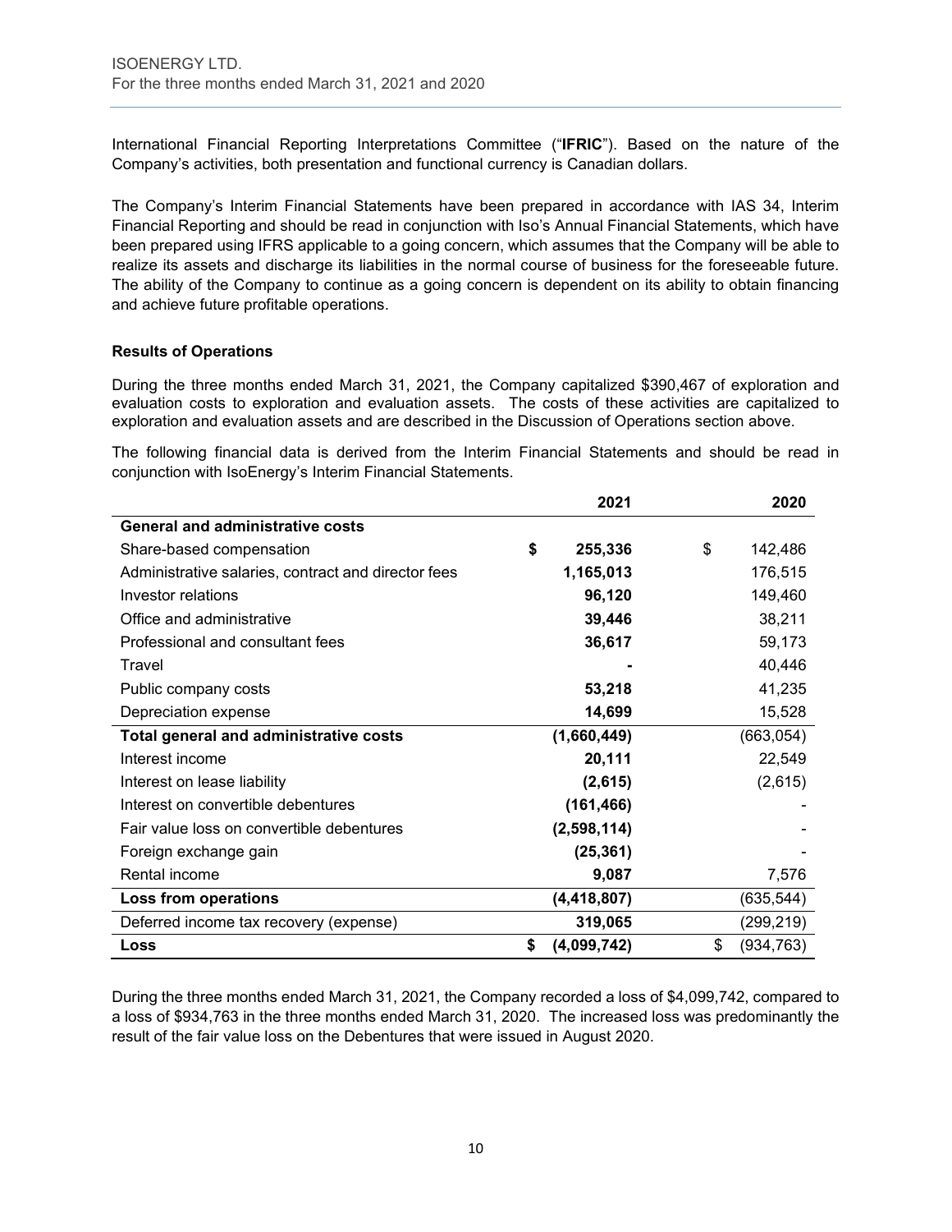International Financial Reporting Interpretations Committee ("**IFRIC**"). Based on the nature of the Company's activities, both presentation and functional currency is Canadian dollars.

The Company's Interim Financial Statements have been prepared in accordance with IAS 34, Interim Financial Reporting and should be read in conjunction with Iso's Annual Financial Statements, which have been prepared using IFRS applicable to a going concern, which assumes that the Company will be able to realize its assets and discharge its liabilities in the normal course of business for the foreseeable future. The ability of the Company to continue as a going concern is dependent on its ability to obtain financing and achieve future profitable operations.

**Results of Operations**

During the three months ended March 31, 2021, the Company capitalized $390,467 of exploration and evaluation costs to exploration and evaluation assets. The costs of these activities are capitalized to exploration and evaluation assets and are described in the Discussion of Operations section above.

The following financial data is derived from the Interim Financial Statements and should be read in conjunction with IsoEnergy's Interim Financial Statements.

| | 2021 | 2020 |
|---|---|---|
| **General and administrative costs** | | |
| Share-based compensation | **$ 255,336** | $ 142,486 |
| Administrative salaries, contract and director fees | **1,165,013** | 176,515 |
| Investor relations | **96,120** | 149,460 |
| Office and administrative | **39,446** | 38,211 |
| Professional and consultant fees | **36,617** | 59,173 |
| Travel | **-** | 40,446 |
| Public company costs | **53,218** | 41,235 |
| Depreciation expense | **14,699** | 15,528 |
| **Total general and administrative costs** | **(1,660,449)** | (663,054) |
| Interest income | **20,111** | 22,549 |
| Interest on lease liability | **(2,615)** | (2,615) |
| Interest on convertible debentures | **(161,466)** | - |
| Fair value loss on convertible debentures | **(2,598,114)** | - |
| Foreign exchange gain | **(25,361)** | - |
| Rental income | **9,087** | 7,576 |
| **Loss from operations** | **(4,418,807)** | (635,544) |
| Deferred income tax recovery (expense) | **319,065** | (299,219) |
| **Loss** | **$ (4,099,742)** | $ (934,763) |

During the three months ended March 31, 2021, the Company recorded a loss of $4,099,742, compared to a loss of $934,763 in the three months ended March 31, 2020. The increased loss was predominantly the result of the fair value loss on the Debentures that were issued in August 2020.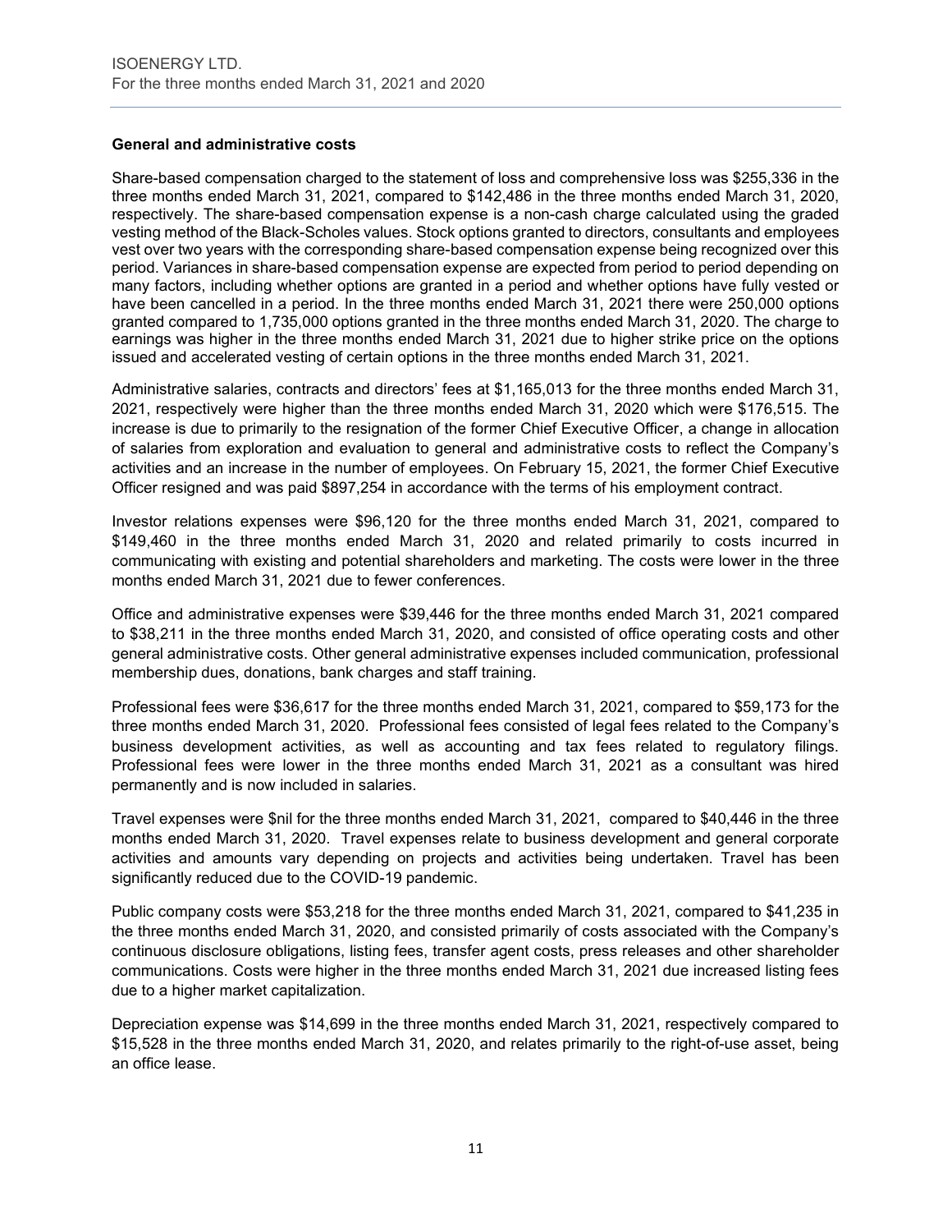### General and administrative costs

Share-based compensation charged to the statement of loss and comprehensive loss was $255,336 in the three months ended March 31, 2021, compared to $142,486 in the three months ended March 31, 2020, respectively. The share-based compensation expense is a non-cash charge calculated using the graded vesting method of the Black-Scholes values. Stock options granted to directors, consultants and employees vest over two years with the corresponding share-based compensation expense being recognized over this period. Variances in share-based compensation expense are expected from period to period depending on many factors, including whether options are granted in a period and whether options have fully vested or have been cancelled in a period. In the three months ended March 31, 2021 there were 250,000 options granted compared to 1,735,000 options granted in the three months ended March 31, 2020. The charge to earnings was higher in the three months ended March 31, 2021 due to higher strike price on the options issued and accelerated vesting of certain options in the three months ended March 31, 2021.

Administrative salaries, contracts and directors' fees at $1,165,013 for the three months ended March 31, 2021, respectively were higher than the three months ended March 31, 2020 which were $176,515. The increase is due to primarily to the resignation of the former Chief Executive Officer, a change in allocation of salaries from exploration and evaluation to general and administrative costs to reflect the Company's activities and an increase in the number of employees. On February 15, 2021, the former Chief Executive Officer resigned and was paid $897,254 in accordance with the terms of his employment contract.

Investor relations expenses were $96,120 for the three months ended March 31, 2021, compared to $149,460 in the three months ended March 31, 2020 and related primarily to costs incurred in communicating with existing and potential shareholders and marketing. The costs were lower in the three months ended March 31, 2021 due to fewer conferences.

Office and administrative expenses were $39,446 for the three months ended March 31, 2021 compared to $38,211 in the three months ended March 31, 2020, and consisted of office operating costs and other general administrative costs. Other general administrative expenses included communication, professional membership dues, donations, bank charges and staff training.

Professional fees were $36,617 for the three months ended March 31, 2021, compared to $59,173 for the three months ended March 31, 2020. Professional fees consisted of legal fees related to the Company's business development activities, as well as accounting and tax fees related to regulatory filings. Professional fees were lower in the three months ended March 31, 2021 as a consultant was hired permanently and is now included in salaries.

Travel expenses were $nil for the three months ended March 31, 2021, compared to $40,446 in the three months ended March 31, 2020. Travel expenses relate to business development and general corporate activities and amounts vary depending on projects and activities being undertaken. Travel has been significantly reduced due to the COVID-19 pandemic.

Public company costs were $53,218 for the three months ended March 31, 2021, compared to $41,235 in the three months ended March 31, 2020, and consisted primarily of costs associated with the Company's continuous disclosure obligations, listing fees, transfer agent costs, press releases and other shareholder communications. Costs were higher in the three months ended March 31, 2021 due increased listing fees due to a higher market capitalization.

Depreciation expense was $14,699 in the three months ended March 31, 2021, respectively compared to $15,528 in the three months ended March 31, 2020, and relates primarily to the right-of-use asset, being an office lease.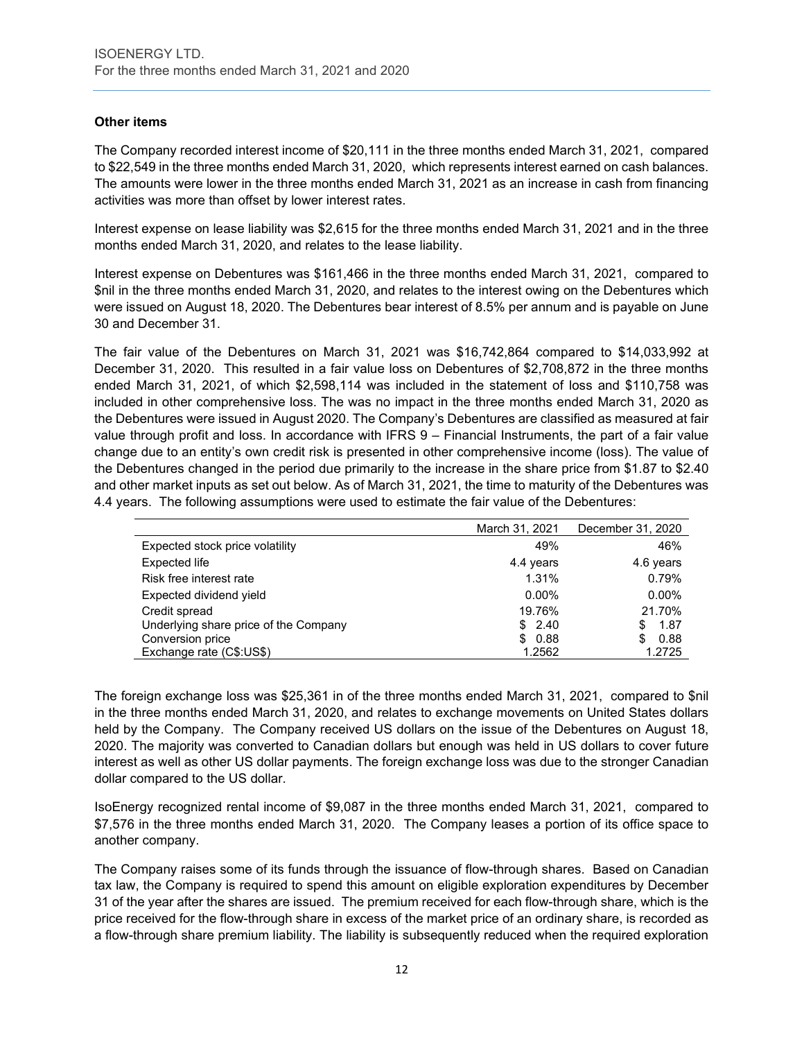**Other items**

The Company recorded interest income of $20,111 in the three months ended March 31, 2021, compared to $22,549 in the three months ended March 31, 2020, which represents interest earned on cash balances. The amounts were lower in the three months ended March 31, 2021 as an increase in cash from financing activities was more than offset by lower interest rates.

Interest expense on lease liability was $2,615 for the three months ended March 31, 2021 and in the three months ended March 31, 2020, and relates to the lease liability.

Interest expense on Debentures was $161,466 in the three months ended March 31, 2021, compared to $nil in the three months ended March 31, 2020, and relates to the interest owing on the Debentures which were issued on August 18, 2020. The Debentures bear interest of 8.5% per annum and is payable on June 30 and December 31.

The fair value of the Debentures on March 31, 2021 was $16,742,864 compared to $14,033,992 at December 31, 2020. This resulted in a fair value loss on Debentures of $2,708,872 in the three months ended March 31, 2021, of which $2,598,114 was included in the statement of loss and $110,758 was included in other comprehensive loss. The was no impact in the three months ended March 31, 2020 as the Debentures were issued in August 2020. The Company's Debentures are classified as measured at fair value through profit and loss. In accordance with IFRS 9 – Financial Instruments, the part of a fair value change due to an entity's own credit risk is presented in other comprehensive income (loss). The value of the Debentures changed in the period due primarily to the increase in the share price from $1.87 to $2.40 and other market inputs as set out below. As of March 31, 2021, the time to maturity of the Debentures was 4.4 years. The following assumptions were used to estimate the fair value of the Debentures:

| | March 31, 2021 | December 31, 2020 |
|---|---|---|
| Expected stock price volatility | 49% | 46% |
| Expected life | 4.4 years | 4.6 years |
| Risk free interest rate | 1.31% | 0.79% |
| Expected dividend yield | 0.00% | 0.00% |
| Credit spread | 19.76% | 21.70% |
| Underlying share price of the Company | $ 2.40 | $ 1.87 |
| Conversion price | $ 0.88 | $ 0.88 |
| Exchange rate (C$:US$) | 1.2562 | 1.2725 |

The foreign exchange loss was $25,361 in of the three months ended March 31, 2021, compared to $nil in the three months ended March 31, 2020, and relates to exchange movements on United States dollars held by the Company. The Company received US dollars on the issue of the Debentures on August 18, 2020. The majority was converted to Canadian dollars but enough was held in US dollars to cover future interest as well as other US dollar payments. The foreign exchange loss was due to the stronger Canadian dollar compared to the US dollar.

IsoEnergy recognized rental income of $9,087 in the three months ended March 31, 2021, compared to $7,576 in the three months ended March 31, 2020. The Company leases a portion of its office space to another company.

The Company raises some of its funds through the issuance of flow-through shares. Based on Canadian tax law, the Company is required to spend this amount on eligible exploration expenditures by December 31 of the year after the shares are issued. The premium received for each flow-through share, which is the price received for the flow-through share in excess of the market price of an ordinary share, is recorded as a flow-through share premium liability. The liability is subsequently reduced when the required exploration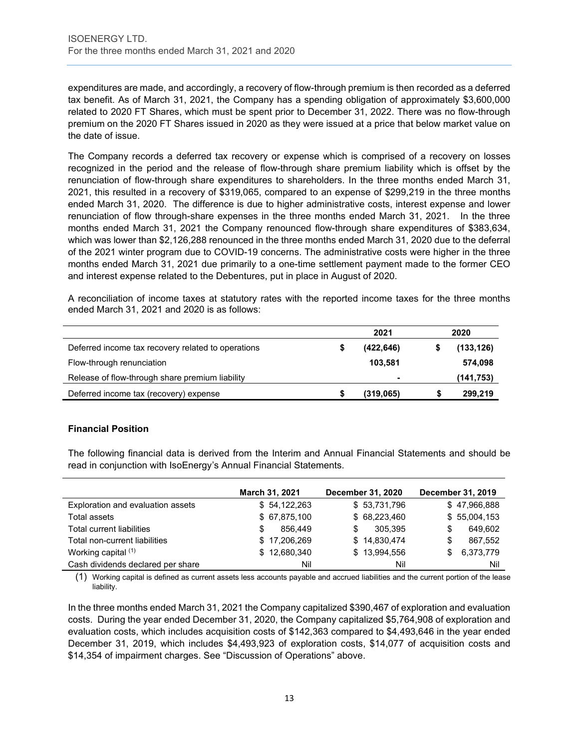expenditures are made, and accordingly, a recovery of flow-through premium is then recorded as a deferred tax benefit. As of March 31, 2021, the Company has a spending obligation of approximately $3,600,000 related to 2020 FT Shares, which must be spent prior to December 31, 2022. There was no flow-through premium on the 2020 FT Shares issued in 2020 as they were issued at a price that below market value on the date of issue.

The Company records a deferred tax recovery or expense which is comprised of a recovery on losses recognized in the period and the release of flow-through share premium liability which is offset by the renunciation of flow-through share expenditures to shareholders. In the three months ended March 31, 2021, this resulted in a recovery of $319,065, compared to an expense of $299,219 in the three months ended March 31, 2020. The difference is due to higher administrative costs, interest expense and lower renunciation of flow through-share expenses in the three months ended March 31, 2021. In the three months ended March 31, 2021 the Company renounced flow-through share expenditures of $383,634, which was lower than $2,126,288 renounced in the three months ended March 31, 2020 due to the deferral of the 2021 winter program due to COVID-19 concerns. The administrative costs were higher in the three months ended March 31, 2021 due primarily to a one-time settlement payment made to the former CEO and interest expense related to the Debentures, put in place in August of 2020.

A reconciliation of income taxes at statutory rates with the reported income taxes for the three months ended March 31, 2021 and 2020 is as follows:

| | 2021 | 2020 |
|---|---|---|
| Deferred income tax recovery related to operations | $ (422,646) | $ (133,126) |
| Flow-through renunciation | 103,581 | 574,098 |
| Release of flow-through share premium liability | - | (141,753) |
| Deferred income tax (recovery) expense | $ (319,065) | $ 299,219 |

### Financial Position

The following financial data is derived from the Interim and Annual Financial Statements and should be read in conjunction with IsoEnergy's Annual Financial Statements.

| | March 31, 2021 | December 31, 2020 | December 31, 2019 |
|---|---|---|---|
| Exploration and evaluation assets | $ 54,122,263 | $ 53,731,796 | $ 47,966,888 |
| Total assets | $ 67,875,100 | $ 68,223,460 | $ 55,004,153 |
| Total current liabilities | $ 856,449 | $ 305,395 | $ 649,602 |
| Total non-current liabilities | $ 17,206,269 | $ 14,830,474 | $ 867,552 |
| Working capital (1) | $ 12,680,340 | $ 13,994,556 | $ 6,373,779 |
| Cash dividends declared per share | Nil | Nil | Nil |

(1) Working capital is defined as current assets less accounts payable and accrued liabilities and the current portion of the lease liability.

In the three months ended March 31, 2021 the Company capitalized $390,467 of exploration and evaluation costs. During the year ended December 31, 2020, the Company capitalized $5,764,908 of exploration and evaluation costs, which includes acquisition costs of $142,363 compared to $4,493,646 in the year ended December 31, 2019, which includes $4,493,923 of exploration costs, $14,077 of acquisition costs and $14,354 of impairment charges. See "Discussion of Operations" above.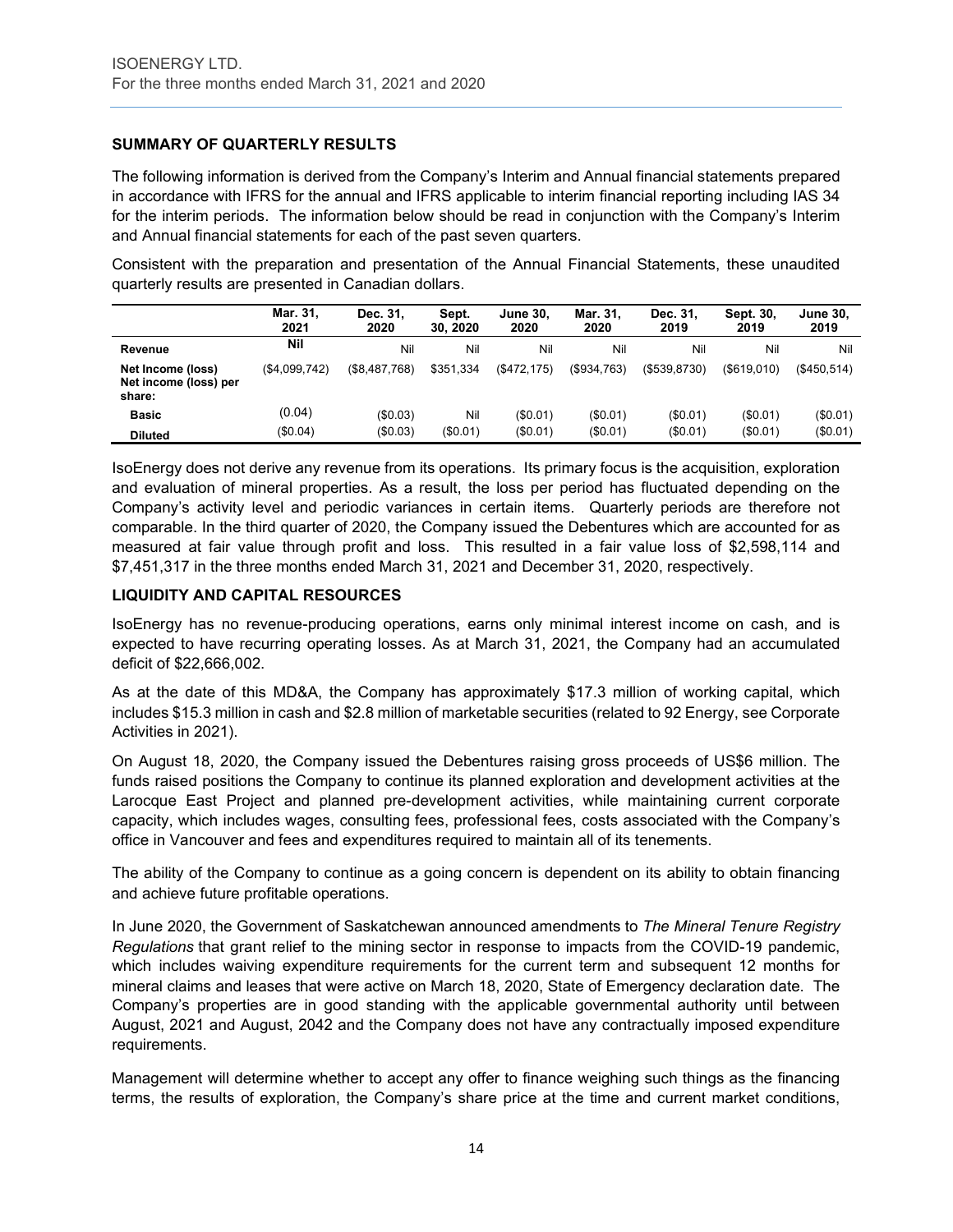## SUMMARY OF QUARTERLY RESULTS

The following information is derived from the Company's Interim and Annual financial statements prepared in accordance with IFRS for the annual and IFRS applicable to interim financial reporting including IAS 34 for the interim periods. The information below should be read in conjunction with the Company's Interim and Annual financial statements for each of the past seven quarters.

Consistent with the preparation and presentation of the Annual Financial Statements, these unaudited quarterly results are presented in Canadian dollars.

| | Mar. 31, 2021 | Dec. 31, 2020 | Sept. 30, 2020 | June 30, 2020 | Mar. 31, 2020 | Dec. 31, 2019 | Sept. 30, 2019 | June 30, 2019 |
|---|---|---|---|---|---|---|---|---|
| **Revenue** | **Nil** | Nil | Nil | Nil | Nil | Nil | Nil | Nil |
| **Net Income (loss)** | ($4,099,742) | ($8,487,768) | $351,334 | ($472,175) | ($934,763) | ($539,8730) | ($619,010) | ($450,514) |
| **Net income (loss) per share:** | | | | | | | | |
| **Basic** | (0.04) | ($0.03) | Nil | ($0.01) | ($0.01) | ($0.01) | ($0.01) | ($0.01) |
| **Diluted** | ($0.04) | ($0.03) | ($0.01) | ($0.01) | ($0.01) | ($0.01) | ($0.01) | ($0.01) |

IsoEnergy does not derive any revenue from its operations. Its primary focus is the acquisition, exploration and evaluation of mineral properties. As a result, the loss per period has fluctuated depending on the Company's activity level and periodic variances in certain items. Quarterly periods are therefore not comparable. In the third quarter of 2020, the Company issued the Debentures which are accounted for as measured at fair value through profit and loss. This resulted in a fair value loss of $2,598,114 and $7,451,317 in the three months ended March 31, 2021 and December 31, 2020, respectively.

## LIQUIDITY AND CAPITAL RESOURCES

IsoEnergy has no revenue-producing operations, earns only minimal interest income on cash, and is expected to have recurring operating losses. As at March 31, 2021, the Company had an accumulated deficit of $22,666,002.

As at the date of this MD&A, the Company has approximately $17.3 million of working capital, which includes $15.3 million in cash and $2.8 million of marketable securities (related to 92 Energy, see Corporate Activities in 2021).

On August 18, 2020, the Company issued the Debentures raising gross proceeds of US$6 million. The funds raised positions the Company to continue its planned exploration and development activities at the Larocque East Project and planned pre-development activities, while maintaining current corporate capacity, which includes wages, consulting fees, professional fees, costs associated with the Company's office in Vancouver and fees and expenditures required to maintain all of its tenements.

The ability of the Company to continue as a going concern is dependent on its ability to obtain financing and achieve future profitable operations.

In June 2020, the Government of Saskatchewan announced amendments to *The Mineral Tenure Registry Regulations* that grant relief to the mining sector in response to impacts from the COVID-19 pandemic, which includes waiving expenditure requirements for the current term and subsequent 12 months for mineral claims and leases that were active on March 18, 2020, State of Emergency declaration date. The Company's properties are in good standing with the applicable governmental authority until between August, 2021 and August, 2042 and the Company does not have any contractually imposed expenditure requirements.

Management will determine whether to accept any offer to finance weighing such things as the financing terms, the results of exploration, the Company's share price at the time and current market conditions,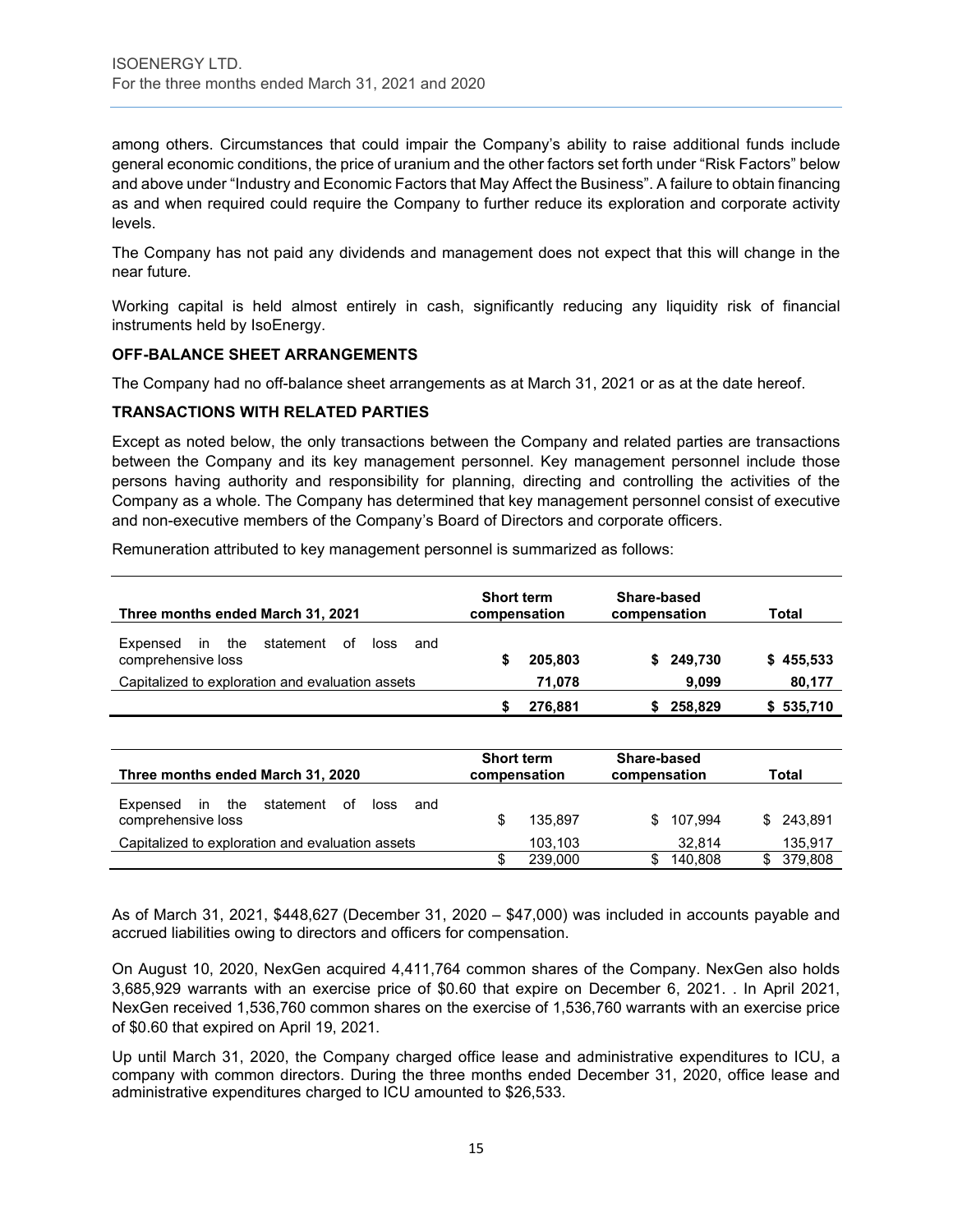among others. Circumstances that could impair the Company's ability to raise additional funds include general economic conditions, the price of uranium and the other factors set forth under "Risk Factors" below and above under "Industry and Economic Factors that May Affect the Business". A failure to obtain financing as and when required could require the Company to further reduce its exploration and corporate activity levels.

The Company has not paid any dividends and management does not expect that this will change in the near future.

Working capital is held almost entirely in cash, significantly reducing any liquidity risk of financial instruments held by IsoEnergy.

## OFF-BALANCE SHEET ARRANGEMENTS

The Company had no off-balance sheet arrangements as at March 31, 2021 or as at the date hereof.

## TRANSACTIONS WITH RELATED PARTIES

Except as noted below, the only transactions between the Company and related parties are transactions between the Company and its key management personnel. Key management personnel include those persons having authority and responsibility for planning, directing and controlling the activities of the Company as a whole. The Company has determined that key management personnel consist of executive and non-executive members of the Company's Board of Directors and corporate officers.

Remuneration attributed to key management personnel is summarized as follows:

| Three months ended March 31, 2021 | Short term compensation | Share-based compensation | Total |
|---|---|---|---|
| Expensed in the statement of loss and comprehensive loss | $ 205,803 | $ 249,730 | $ 455,533 |
| Capitalized to exploration and evaluation assets | 71,078 | 9,099 | 80,177 |
| | **$ 276,881** | **$ 258,829** | **$ 535,710** |

| Three months ended March 31, 2020 | Short term compensation | Share-based compensation | Total |
|---|---|---|---|
| Expensed in the statement of loss and comprehensive loss | $ 135,897 | $ 107,994 | $ 243,891 |
| Capitalized to exploration and evaluation assets | 103,103 | 32,814 | 135,917 |
| | $ 239,000 | $ 140,808 | $ 379,808 |

As of March 31, 2021, $448,627 (December 31, 2020 – $47,000) was included in accounts payable and accrued liabilities owing to directors and officers for compensation.

On August 10, 2020, NexGen acquired 4,411,764 common shares of the Company. NexGen also holds 3,685,929 warrants with an exercise price of $0.60 that expire on December 6, 2021. . In April 2021, NexGen received 1,536,760 common shares on the exercise of 1,536,760 warrants with an exercise price of $0.60 that expired on April 19, 2021.

Up until March 31, 2020, the Company charged office lease and administrative expenditures to ICU, a company with common directors. During the three months ended December 31, 2020, office lease and administrative expenditures charged to ICU amounted to $26,533.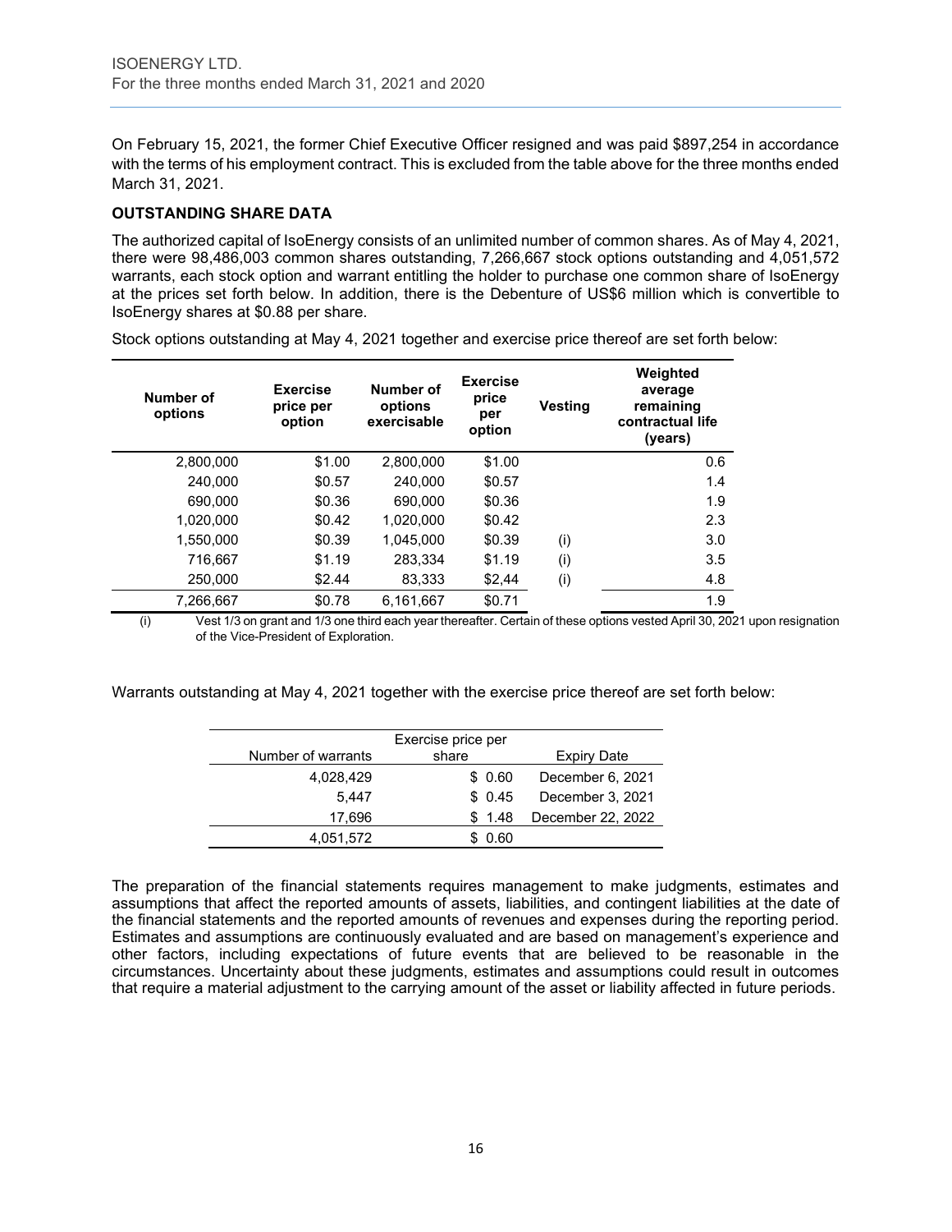On February 15, 2021, the former Chief Executive Officer resigned and was paid $897,254 in accordance with the terms of his employment contract. This is excluded from the table above for the three months ended March 31, 2021.

**OUTSTANDING SHARE DATA**

The authorized capital of IsoEnergy consists of an unlimited number of common shares. As of May 4, 2021, there were 98,486,003 common shares outstanding, 7,266,667 stock options outstanding and 4,051,572 warrants, each stock option and warrant entitling the holder to purchase one common share of IsoEnergy at the prices set forth below. In addition, there is the Debenture of US$6 million which is convertible to IsoEnergy shares at $0.88 per share.

Stock options outstanding at May 4, 2021 together and exercise price thereof are set forth below:

| Number of options | Exercise price per option | Number of options exercisable | Exercise price per option | Vesting | Weighted average remaining contractual life (years) |
|---|---|---|---|---|---|
| 2,800,000 | $1.00 | 2,800,000 | $1.00 | | 0.6 |
| 240,000 | $0.57 | 240,000 | $0.57 | | 1.4 |
| 690,000 | $0.36 | 690,000 | $0.36 | | 1.9 |
| 1,020,000 | $0.42 | 1,020,000 | $0.42 | | 2.3 |
| 1,550,000 | $0.39 | 1,045,000 | $0.39 | (i) | 3.0 |
| 716,667 | $1.19 | 283,334 | $1.19 | (i) | 3.5 |
| 250,000 | $2.44 | 83,333 | $2,44 | (i) | 4.8 |
| 7,266,667 | $0.78 | 6,161,667 | $0.71 | | 1.9 |

(i) Vest 1/3 on grant and 1/3 one third each year thereafter. Certain of these options vested April 30, 2021 upon resignation of the Vice-President of Exploration.

Warrants outstanding at May 4, 2021 together with the exercise price thereof are set forth below:

| Number of warrants | Exercise price per share | Expiry Date |
|---|---|---|
| 4,028,429 | $ 0.60 | December 6, 2021 |
| 5,447 | $ 0.45 | December 3, 2021 |
| 17,696 | $ 1.48 | December 22, 2022 |
| 4,051,572 | $ 0.60 | |

The preparation of the financial statements requires management to make judgments, estimates and assumptions that affect the reported amounts of assets, liabilities, and contingent liabilities at the date of the financial statements and the reported amounts of revenues and expenses during the reporting period. Estimates and assumptions are continuously evaluated and are based on management's experience and other factors, including expectations of future events that are believed to be reasonable in the circumstances. Uncertainty about these judgments, estimates and assumptions could result in outcomes that require a material adjustment to the carrying amount of the asset or liability affected in future periods.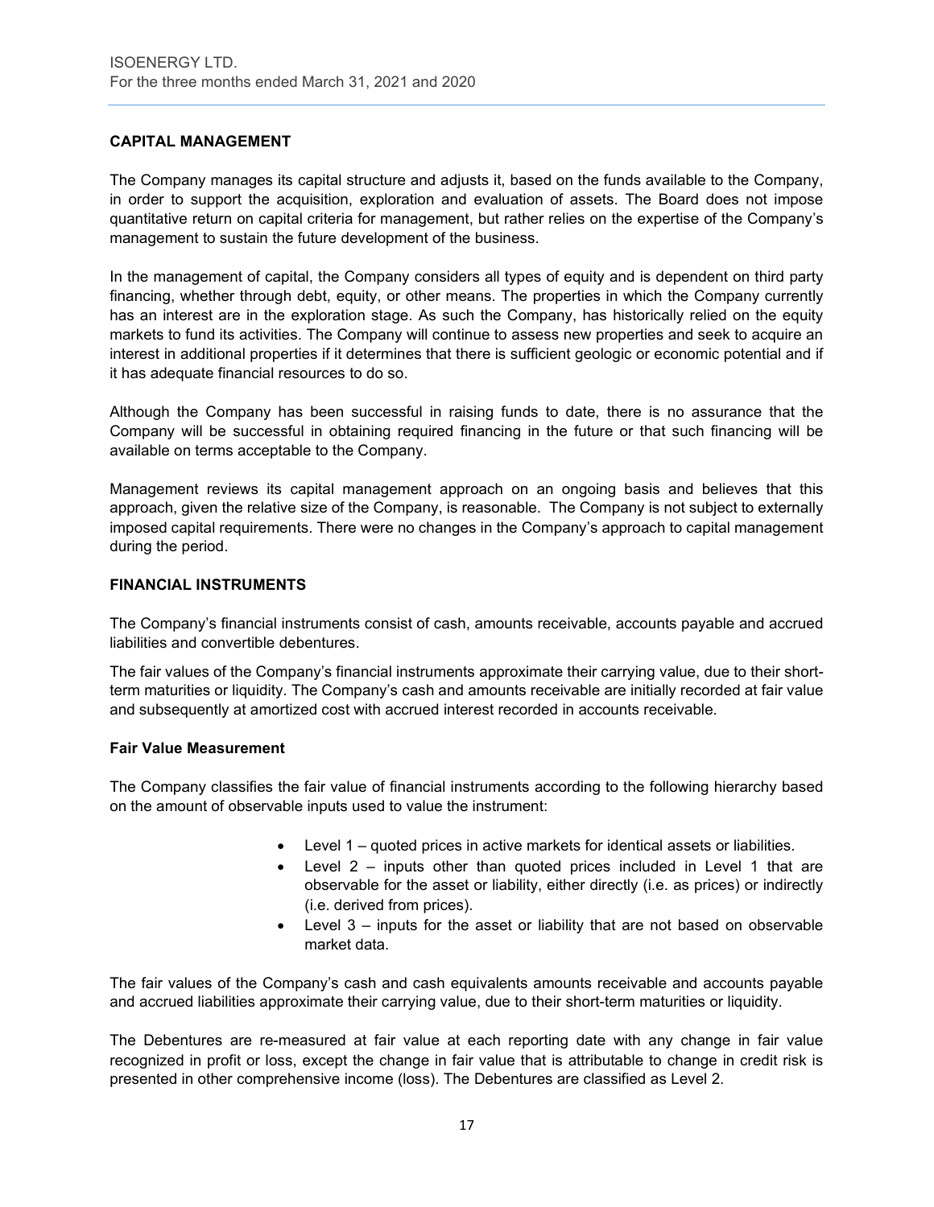## CAPITAL MANAGEMENT

The Company manages its capital structure and adjusts it, based on the funds available to the Company, in order to support the acquisition, exploration and evaluation of assets. The Board does not impose quantitative return on capital criteria for management, but rather relies on the expertise of the Company's management to sustain the future development of the business.

In the management of capital, the Company considers all types of equity and is dependent on third party financing, whether through debt, equity, or other means. The properties in which the Company currently has an interest are in the exploration stage. As such the Company, has historically relied on the equity markets to fund its activities. The Company will continue to assess new properties and seek to acquire an interest in additional properties if it determines that there is sufficient geologic or economic potential and if it has adequate financial resources to do so.

Although the Company has been successful in raising funds to date, there is no assurance that the Company will be successful in obtaining required financing in the future or that such financing will be available on terms acceptable to the Company.

Management reviews its capital management approach on an ongoing basis and believes that this approach, given the relative size of the Company, is reasonable. The Company is not subject to externally imposed capital requirements. There were no changes in the Company's approach to capital management during the period.

## FINANCIAL INSTRUMENTS

The Company's financial instruments consist of cash, amounts receivable, accounts payable and accrued liabilities and convertible debentures.

The fair values of the Company's financial instruments approximate their carrying value, due to their short-term maturities or liquidity. The Company's cash and amounts receivable are initially recorded at fair value and subsequently at amortized cost with accrued interest recorded in accounts receivable.

### Fair Value Measurement

The Company classifies the fair value of financial instruments according to the following hierarchy based on the amount of observable inputs used to value the instrument:

- Level 1 – quoted prices in active markets for identical assets or liabilities.
- Level 2 – inputs other than quoted prices included in Level 1 that are observable for the asset or liability, either directly (i.e. as prices) or indirectly (i.e. derived from prices).
- Level 3 – inputs for the asset or liability that are not based on observable market data.

The fair values of the Company's cash and cash equivalents amounts receivable and accounts payable and accrued liabilities approximate their carrying value, due to their short-term maturities or liquidity.

The Debentures are re-measured at fair value at each reporting date with any change in fair value recognized in profit or loss, except the change in fair value that is attributable to change in credit risk is presented in other comprehensive income (loss). The Debentures are classified as Level 2.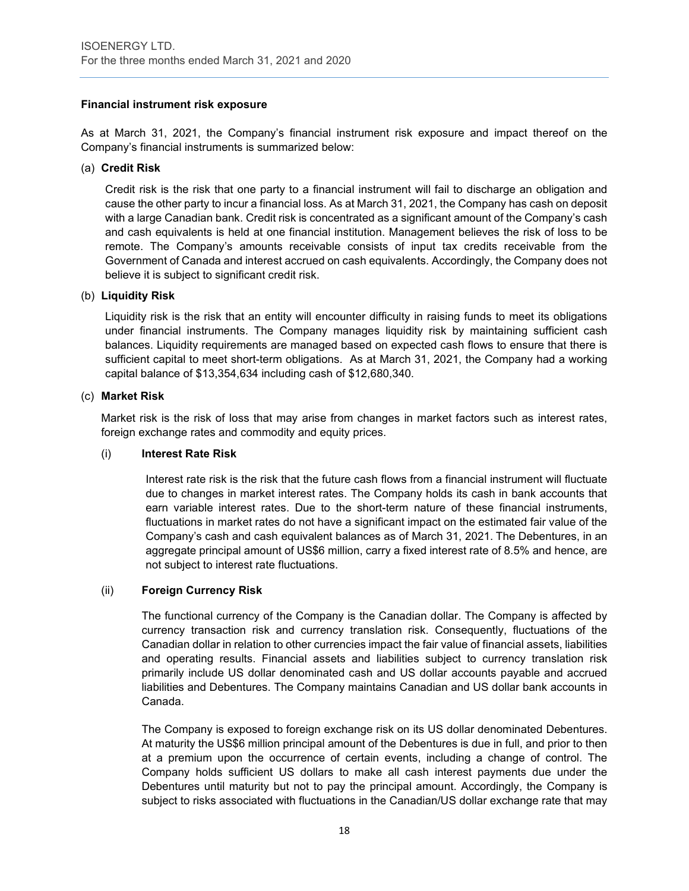**Financial instrument risk exposure**

As at March 31, 2021, the Company's financial instrument risk exposure and impact thereof on the Company's financial instruments is summarized below:

(a) **Credit Risk**

Credit risk is the risk that one party to a financial instrument will fail to discharge an obligation and cause the other party to incur a financial loss. As at March 31, 2021, the Company has cash on deposit with a large Canadian bank. Credit risk is concentrated as a significant amount of the Company's cash and cash equivalents is held at one financial institution. Management believes the risk of loss to be remote. The Company's amounts receivable consists of input tax credits receivable from the Government of Canada and interest accrued on cash equivalents. Accordingly, the Company does not believe it is subject to significant credit risk.

(b) **Liquidity Risk**

Liquidity risk is the risk that an entity will encounter difficulty in raising funds to meet its obligations under financial instruments. The Company manages liquidity risk by maintaining sufficient cash balances. Liquidity requirements are managed based on expected cash flows to ensure that there is sufficient capital to meet short-term obligations. As at March 31, 2021, the Company had a working capital balance of $13,354,634 including cash of $12,680,340.

(c) **Market Risk**

Market risk is the risk of loss that may arise from changes in market factors such as interest rates, foreign exchange rates and commodity and equity prices.

(i) **Interest Rate Risk**

Interest rate risk is the risk that the future cash flows from a financial instrument will fluctuate due to changes in market interest rates. The Company holds its cash in bank accounts that earn variable interest rates. Due to the short-term nature of these financial instruments, fluctuations in market rates do not have a significant impact on the estimated fair value of the Company's cash and cash equivalent balances as of March 31, 2021. The Debentures, in an aggregate principal amount of US$6 million, carry a fixed interest rate of 8.5% and hence, are not subject to interest rate fluctuations.

(ii) **Foreign Currency Risk**

The functional currency of the Company is the Canadian dollar. The Company is affected by currency transaction risk and currency translation risk. Consequently, fluctuations of the Canadian dollar in relation to other currencies impact the fair value of financial assets, liabilities and operating results. Financial assets and liabilities subject to currency translation risk primarily include US dollar denominated cash and US dollar accounts payable and accrued liabilities and Debentures. The Company maintains Canadian and US dollar bank accounts in Canada.

The Company is exposed to foreign exchange risk on its US dollar denominated Debentures. At maturity the US$6 million principal amount of the Debentures is due in full, and prior to then at a premium upon the occurrence of certain events, including a change of control. The Company holds sufficient US dollars to make all cash interest payments due under the Debentures until maturity but not to pay the principal amount. Accordingly, the Company is subject to risks associated with fluctuations in the Canadian/US dollar exchange rate that may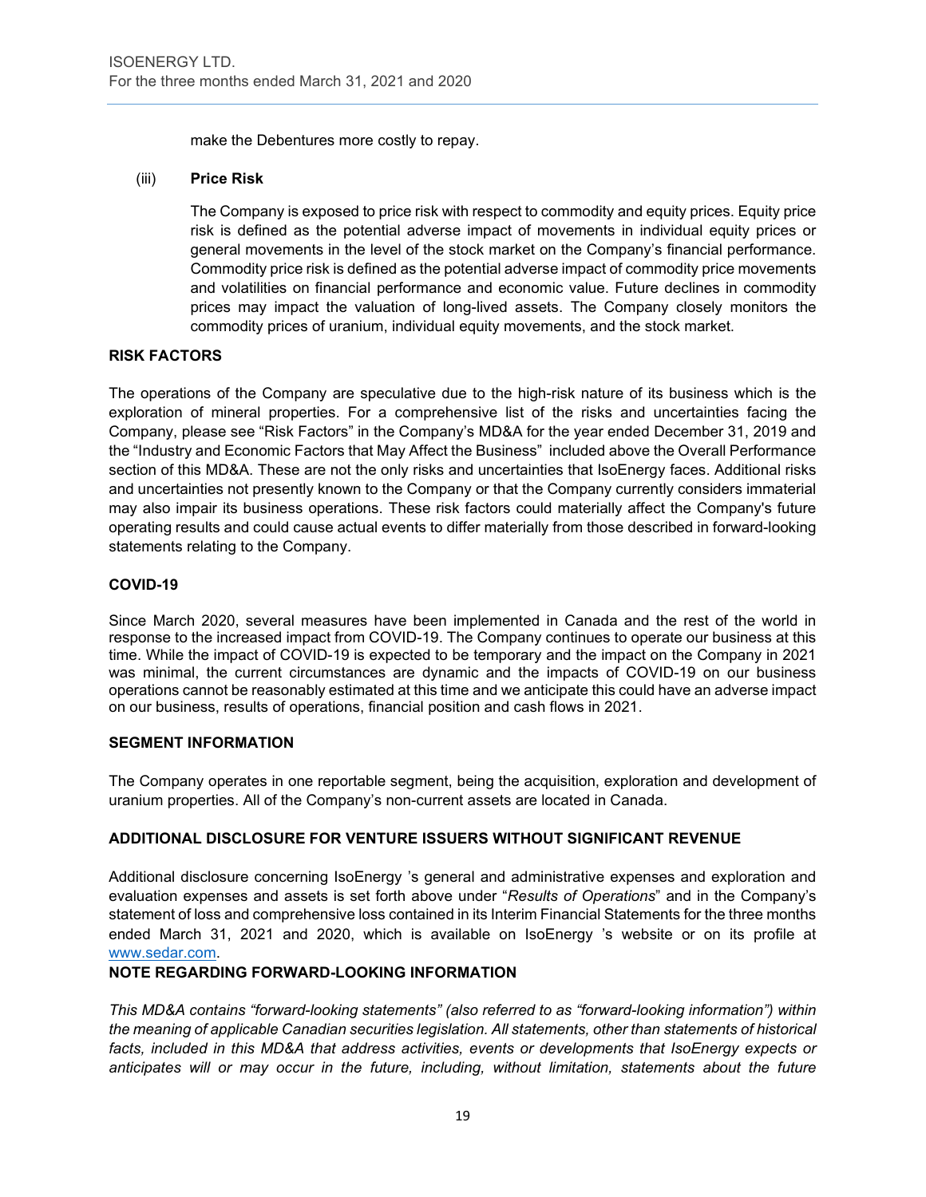make the Debentures more costly to repay.

(iii) **Price Risk**

The Company is exposed to price risk with respect to commodity and equity prices. Equity price risk is defined as the potential adverse impact of movements in individual equity prices or general movements in the level of the stock market on the Company's financial performance. Commodity price risk is defined as the potential adverse impact of commodity price movements and volatilities on financial performance and economic value. Future declines in commodity prices may impact the valuation of long-lived assets. The Company closely monitors the commodity prices of uranium, individual equity movements, and the stock market.

## RISK FACTORS

The operations of the Company are speculative due to the high-risk nature of its business which is the exploration of mineral properties. For a comprehensive list of the risks and uncertainties facing the Company, please see "Risk Factors" in the Company's MD&A for the year ended December 31, 2019 and the "Industry and Economic Factors that May Affect the Business" included above the Overall Performance section of this MD&A. These are not the only risks and uncertainties that IsoEnergy faces. Additional risks and uncertainties not presently known to the Company or that the Company currently considers immaterial may also impair its business operations. These risk factors could materially affect the Company's future operating results and could cause actual events to differ materially from those described in forward-looking statements relating to the Company.

## COVID-19

Since March 2020, several measures have been implemented in Canada and the rest of the world in response to the increased impact from COVID-19. The Company continues to operate our business at this time. While the impact of COVID-19 is expected to be temporary and the impact on the Company in 2021 was minimal, the current circumstances are dynamic and the impacts of COVID-19 on our business operations cannot be reasonably estimated at this time and we anticipate this could have an adverse impact on our business, results of operations, financial position and cash flows in 2021.

## SEGMENT INFORMATION

The Company operates in one reportable segment, being the acquisition, exploration and development of uranium properties. All of the Company's non-current assets are located in Canada.

## ADDITIONAL DISCLOSURE FOR VENTURE ISSUERS WITHOUT SIGNIFICANT REVENUE

Additional disclosure concerning IsoEnergy 's general and administrative expenses and exploration and evaluation expenses and assets is set forth above under "*Results of Operations*" and in the Company's statement of loss and comprehensive loss contained in its Interim Financial Statements for the three months ended March 31, 2021 and 2020, which is available on IsoEnergy 's website or on its profile at www.sedar.com.

## NOTE REGARDING FORWARD-LOOKING INFORMATION

*This MD&A contains "forward-looking statements" (also referred to as "forward-looking information") within the meaning of applicable Canadian securities legislation. All statements, other than statements of historical facts, included in this MD&A that address activities, events or developments that IsoEnergy expects or anticipates will or may occur in the future, including, without limitation, statements about the future*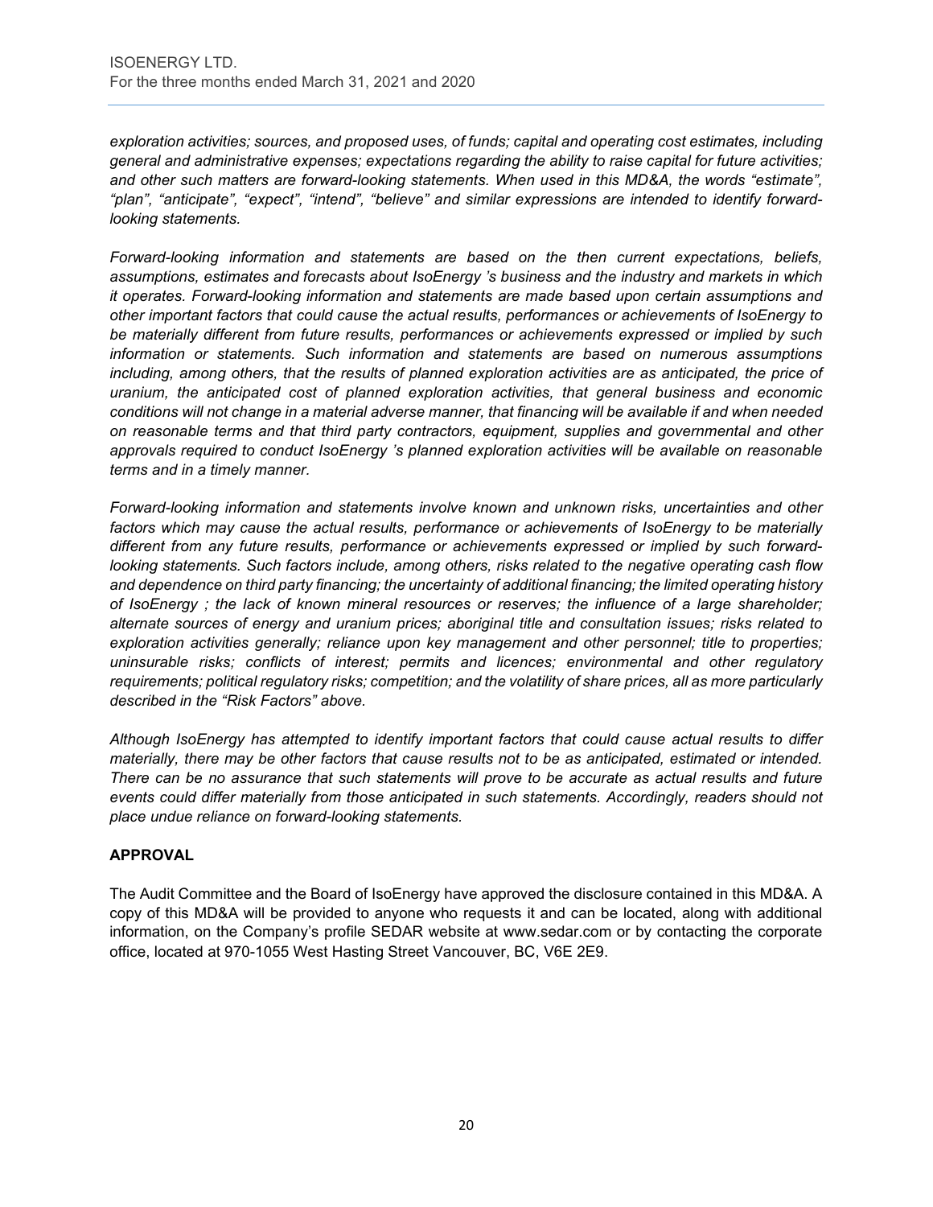*exploration activities; sources, and proposed uses, of funds; capital and operating cost estimates, including general and administrative expenses; expectations regarding the ability to raise capital for future activities; and other such matters are forward-looking statements. When used in this MD&A, the words "estimate", "plan", "anticipate", "expect", "intend", "believe" and similar expressions are intended to identify forward-looking statements.*

*Forward-looking information and statements are based on the then current expectations, beliefs, assumptions, estimates and forecasts about IsoEnergy 's business and the industry and markets in which it operates. Forward-looking information and statements are made based upon certain assumptions and other important factors that could cause the actual results, performances or achievements of IsoEnergy to be materially different from future results, performances or achievements expressed or implied by such information or statements. Such information and statements are based on numerous assumptions including, among others, that the results of planned exploration activities are as anticipated, the price of uranium, the anticipated cost of planned exploration activities, that general business and economic conditions will not change in a material adverse manner, that financing will be available if and when needed on reasonable terms and that third party contractors, equipment, supplies and governmental and other approvals required to conduct IsoEnergy 's planned exploration activities will be available on reasonable terms and in a timely manner.*

*Forward-looking information and statements involve known and unknown risks, uncertainties and other factors which may cause the actual results, performance or achievements of IsoEnergy to be materially different from any future results, performance or achievements expressed or implied by such forward-looking statements. Such factors include, among others, risks related to the negative operating cash flow and dependence on third party financing; the uncertainty of additional financing; the limited operating history of IsoEnergy ; the lack of known mineral resources or reserves; the influence of a large shareholder; alternate sources of energy and uranium prices; aboriginal title and consultation issues; risks related to exploration activities generally; reliance upon key management and other personnel; title to properties; uninsurable risks; conflicts of interest; permits and licences; environmental and other regulatory requirements; political regulatory risks; competition; and the volatility of share prices, all as more particularly described in the "Risk Factors" above.*

*Although IsoEnergy has attempted to identify important factors that could cause actual results to differ materially, there may be other factors that cause results not to be as anticipated, estimated or intended. There can be no assurance that such statements will prove to be accurate as actual results and future events could differ materially from those anticipated in such statements. Accordingly, readers should not place undue reliance on forward-looking statements.*

## APPROVAL

The Audit Committee and the Board of IsoEnergy have approved the disclosure contained in this MD&A. A copy of this MD&A will be provided to anyone who requests it and can be located, along with additional information, on the Company's profile SEDAR website at www.sedar.com or by contacting the corporate office, located at 970-1055 West Hasting Street Vancouver, BC, V6E 2E9.